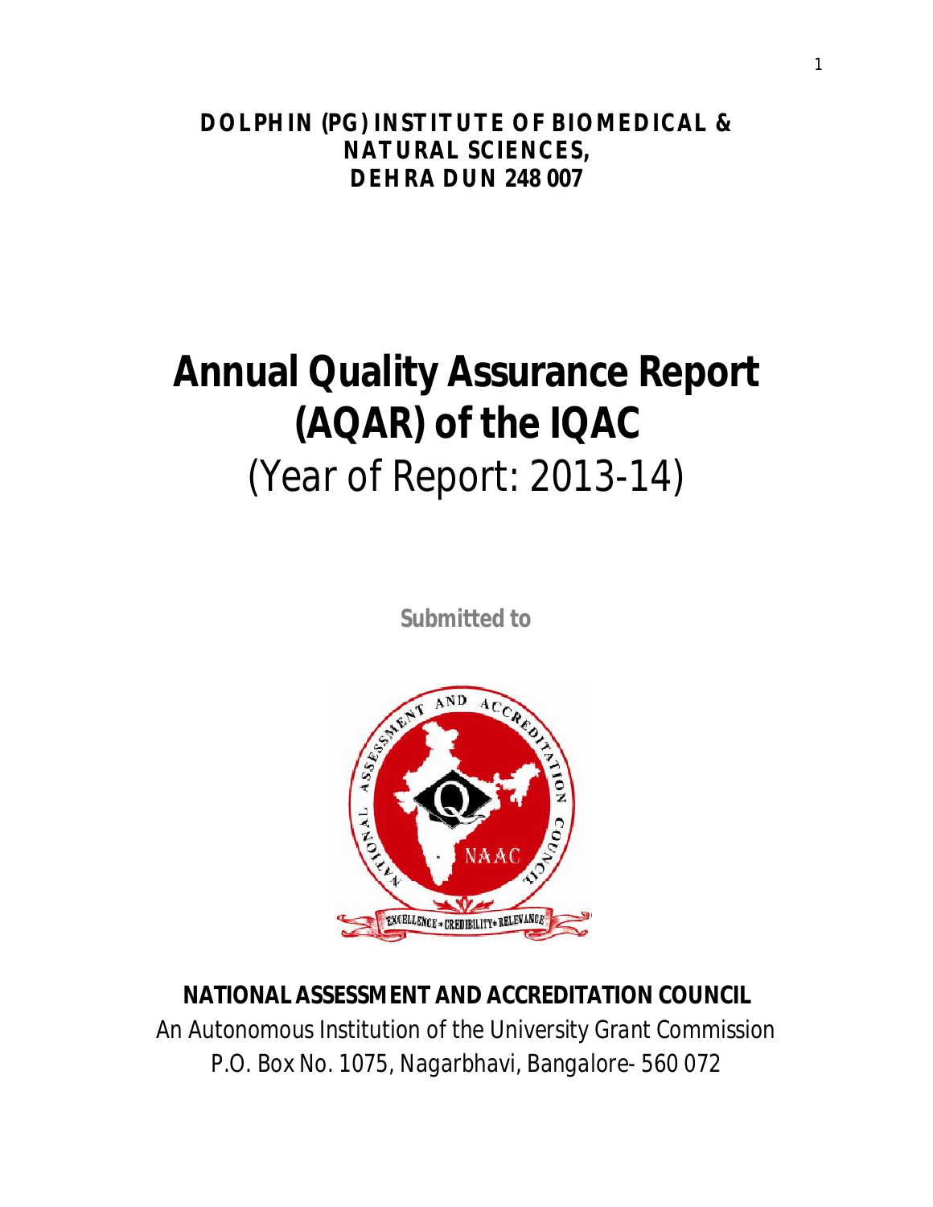**DOLPHIN (PG) INSTITUTE OF BIOMEDICAL & NATURAL SCIENCES,**
**DEHRA DUN 248 007**

# Annual Quality Assurance Report (AQAR) of the IQAC

(Year of Report: 2013-14)

**Submitted to**

**NATIONAL ASSESSMENT AND ACCREDITATION COUNCIL**

An Autonomous Institution of the University Grant Commission

P.O. Box No. 1075, Nagarbhavi, Bangalore- 560 072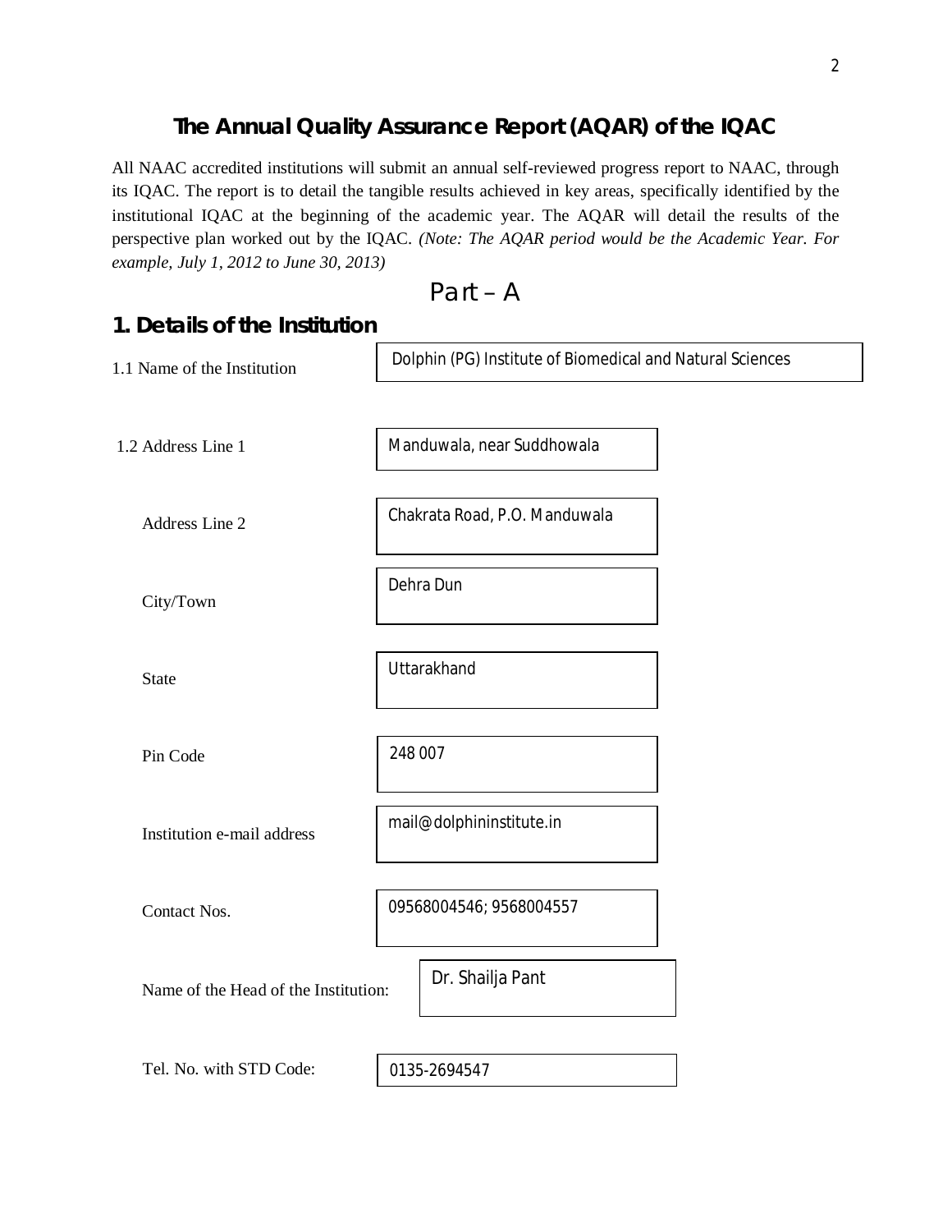## The Annual Quality Assurance Report (AQAR) of the IQAC

All NAAC accredited institutions will submit an annual self-reviewed progress report to NAAC, through its IQAC. The report is to detail the tangible results achieved in key areas, specifically identified by the institutional IQAC at the beginning of the academic year. The AQAR will detail the results of the perspective plan worked out by the IQAC. *(Note: The AQAR period would be the Academic Year. For example, July 1, 2012 to June 30, 2013)*

# Part – A

## 1. Details of the Institution

| | |
|---|---|
| 1.1 Name of the Institution | Dolphin (PG) Institute of Biomedical and Natural Sciences |
| 1.2 Address Line 1 | Manduwala, near Suddhowala |
| Address Line 2 | Chakrata Road, P.O. Manduwala |
| City/Town | Dehra Dun |
| State | Uttarakhand |
| Pin Code | 248 007 |
| Institution e-mail address | mail@dolphininstitute.in |
| Contact Nos. | 09568004546; 9568004557 |
| Name of the Head of the Institution: | Dr. Shailja Pant |
| Tel. No. with STD Code: | 0135-2694547 |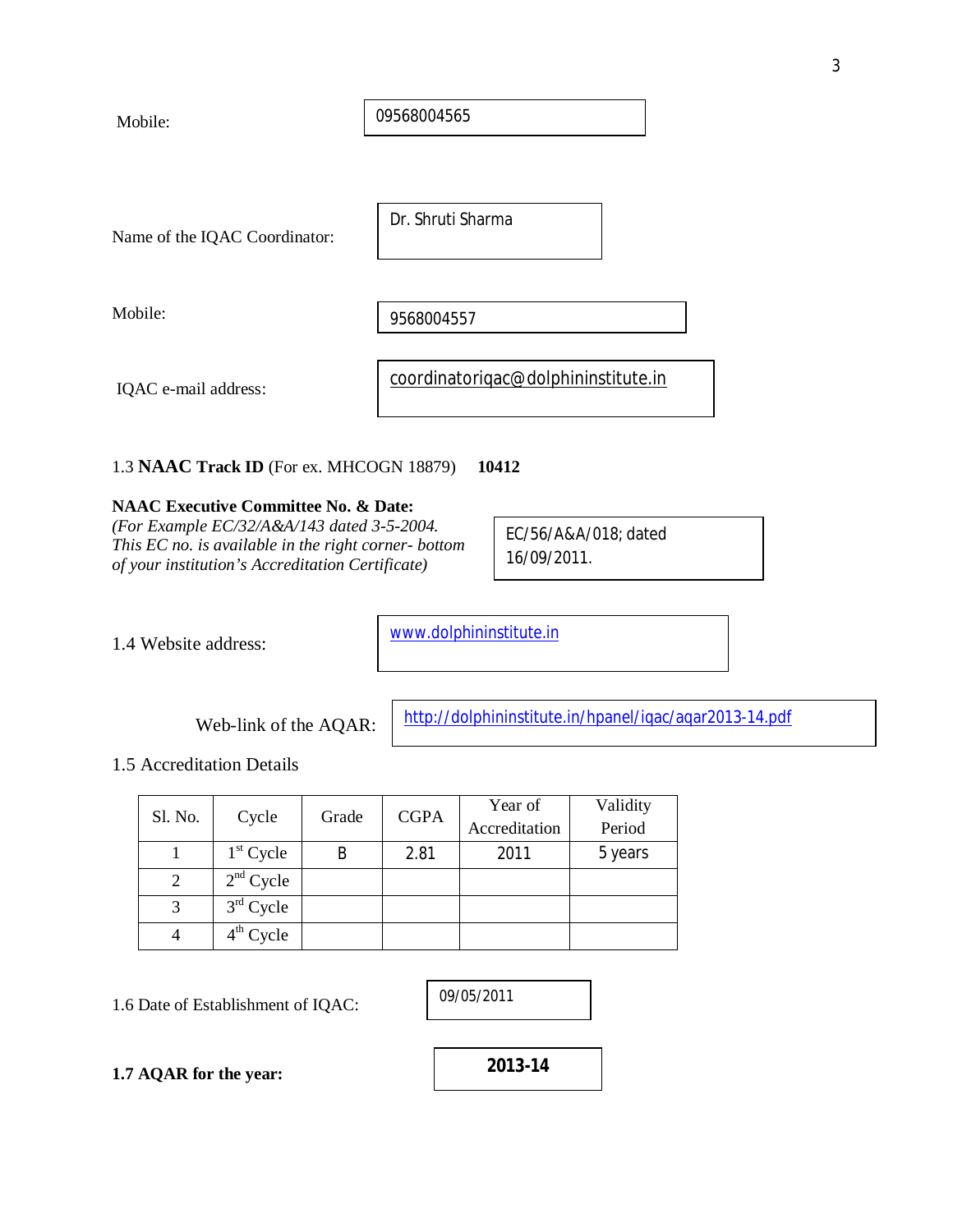Mobile: 09568004565

Name of the IQAC Coordinator: Dr. Shruti Sharma

Mobile: 9568004557

IQAC e-mail address: coordinatoriqac@dolphininstitute.in

1.3 **NAACTrack ID** (For ex. MHCOGN 18879) **10412**

**NAAC Executive Committee No. & Date:**
*(For Example EC/32/A&A/143 dated 3-5-2004. This EC no. is available in the right corner- bottom of your institution's Accreditation Certificate)*

EC/56/A&A/018; dated 16/09/2011.

1.4 Website address: www.dolphininstitute.in

Web-link of the AQAR: http://dolphininstitute.in/hpanel/iqac/aqar2013-14.pdf

1.5 Accreditation Details

| Sl. No. | Cycle | Grade | CGPA | Year of Accreditation | Validity Period |
|---|---|---|---|---|---|
| 1 | 1st Cycle | B | 2.81 | 2011 | 5 years |
| 2 | 2nd Cycle | | | | |
| 3 | 3rd Cycle | | | | |
| 4 | 4th Cycle | | | | |

1.6 Date of Establishment of IQAC: 09/05/2011

**1.7 AQAR for the year:** **2013-14**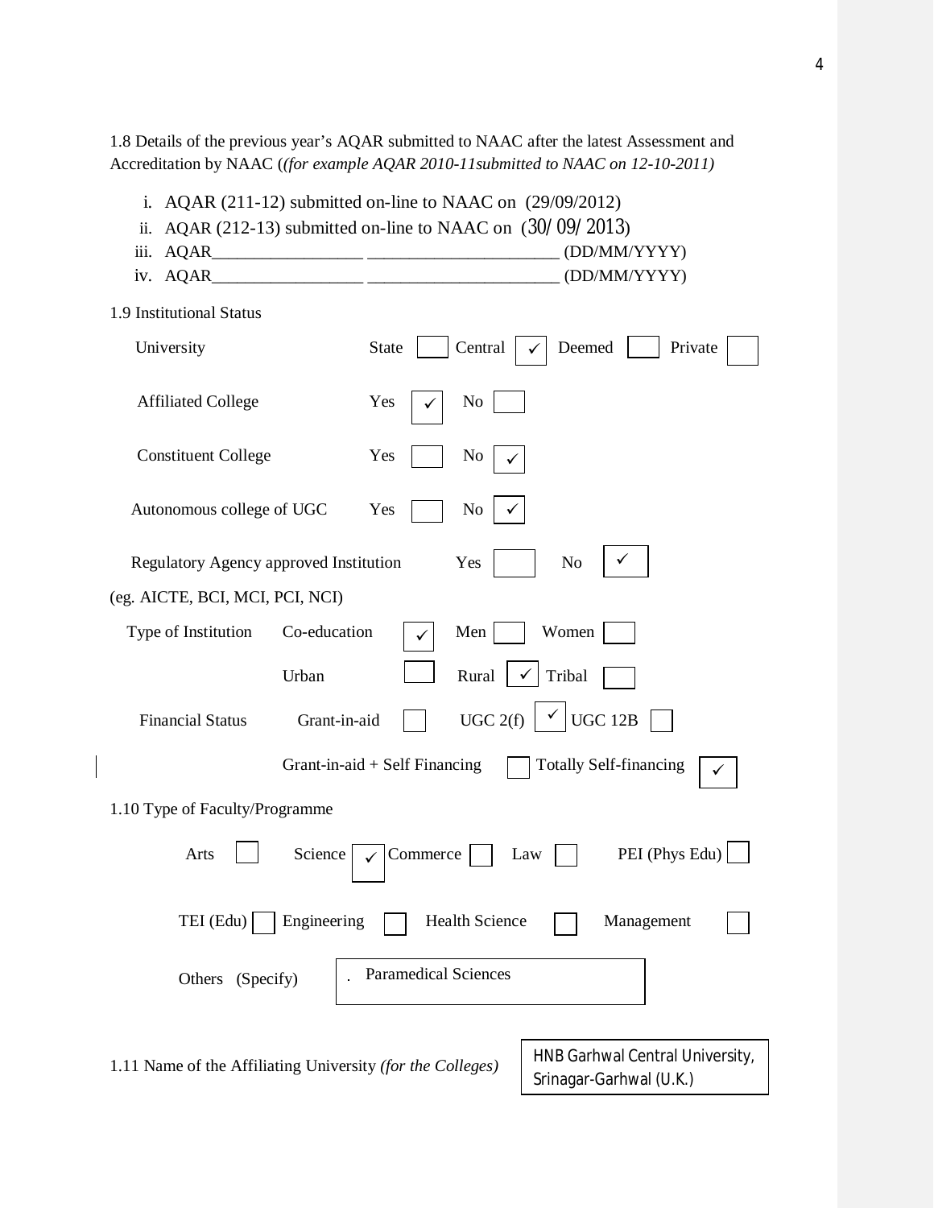1.8 Details of the previous year's AQAR submitted to NAAC after the latest Assessment and Accreditation by NAAC (*(for example AQAR 2010-11submitted to NAAC on 12-10-2011)*

i. AQAR (211-12) submitted on-line to NAAC on (29/09/2012)
ii. AQAR (212-13) submitted on-line to NAAC on (30/09/2013)
iii. AQAR__________________ ______________________ (DD/MM/YYYY)
iv. AQAR__________________ ______________________ (DD/MM/YYYY)

1.9 Institutional Status

| | | |
|---|---|---|
| University | | State ☐ Central ☑ Deemed ☐ Private ☐ |
| Affiliated College | | Yes ☑ No ☐ |
| Constituent College | | Yes ☐ No ☑ |
| Autonomous college of UGC | | Yes ☐ No ☑ |
| Regulatory Agency approved Institution (eg. AICTE, BCI, MCI, PCI, NCI) | | Yes ☐ No ☑ |
| Type of Institution | Co-education ☑ | Men ☐ Women ☐ |
| | Urban ☐ | Rural ☑ Tribal ☐ |
| Financial Status | Grant-in-aid ☐ | UGC 2(f) ☑ UGC 12B ☐ |
| | Grant-in-aid + Self Financing ☐ | Totally Self-financing ☑ |

1.10 Type of Faculty/Programme

Arts ☐ Science ☑ Commerce ☐ Law ☐ PEI (Phys Edu) ☐

TEI (Edu) ☐ Engineering ☐ Health Science ☐ Management ☐

Others (Specify): Paramedical Sciences

1.11 Name of the Affiliating University *(for the Colleges)*: HNB Garhwal Central University, Srinagar-Garhwal (U.K.)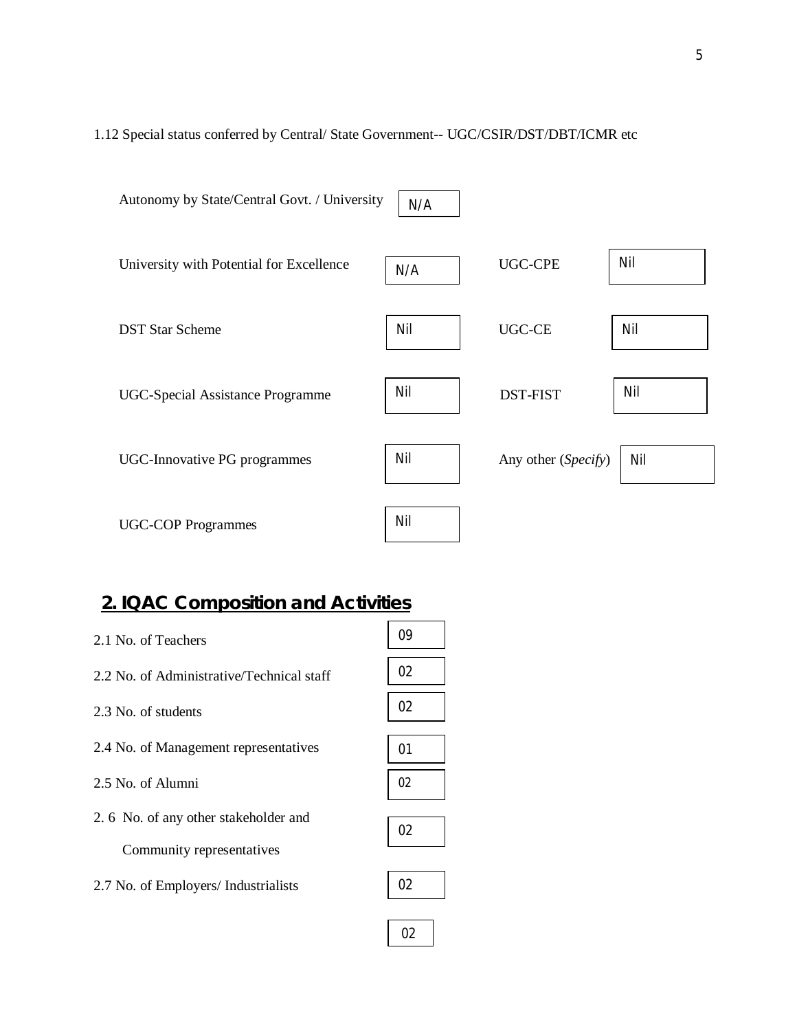1.12 Special status conferred by Central/ State Government-- UGC/CSIR/DST/DBT/ICMR etc

| | | | |
|---|---|---|---|
| Autonomy by State/Central Govt. / University | N/A | | |
| University with Potential for Excellence | N/A | UGC-CPE | Nil |
| DST Star Scheme | Nil | UGC-CE | Nil |
| UGC-Special Assistance Programme | Nil | DST-FIST | Nil |
| UGC-Innovative PG programmes | Nil | Any other (*Specify*) | Nil |
| UGC-COP Programmes | Nil | | |

## 2. IQAC Composition and Activities

| | |
|---|---|
| 2.1 No. of Teachers | 09 |
| 2.2 No. of Administrative/Technical staff | 02 |
| 2.3 No. of students | 02 |
| 2.4 No. of Management representatives | 01 |
| 2.5 No. of Alumni | 02 |
| 2. 6 No. of any other stakeholder and Community representatives | 02 |
| 2.7 No. of Employers/ Industrialists | 02 |
| | 02 |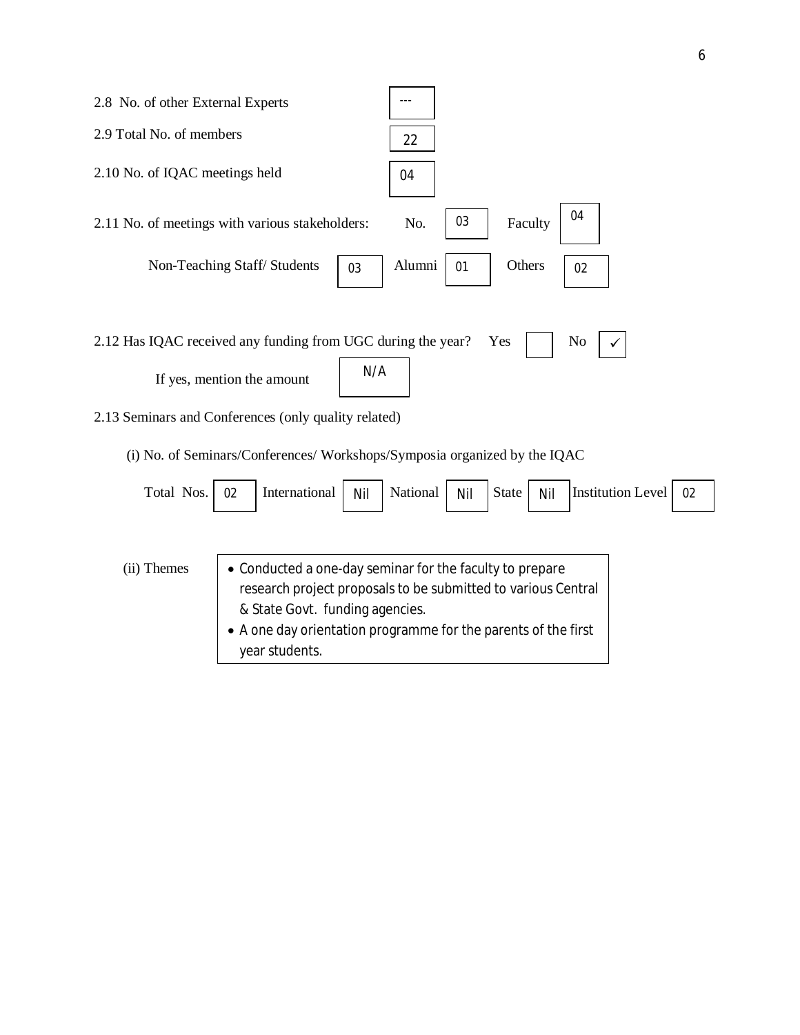2.8 No. of other External Experts: ---

2.9 Total No. of members: 22

2.10 No. of IQAC meetings held: 04

2.11 No. of meetings with various stakeholders: No. 03 Faculty 04

Non-Teaching Staff/ Students 03 Alumni 01 Others 02

2.12 Has IQAC received any funding from UGC during the year? Yes ☐ No ✓

If yes, mention the amount: N/A

2.13 Seminars and Conferences (only quality related)

(i) No. of Seminars/Conferences/ Workshops/Symposia organized by the IQAC

| Total Nos. | International | National | State | Institution Level |
|---|---|---|---|---|
| 02 | Nil | Nil | Nil | 02 |

(ii) Themes

- Conducted a one-day seminar for the faculty to prepare research project proposals to be submitted to various Central & State Govt. funding agencies.
- A one day orientation programme for the parents of the first year students.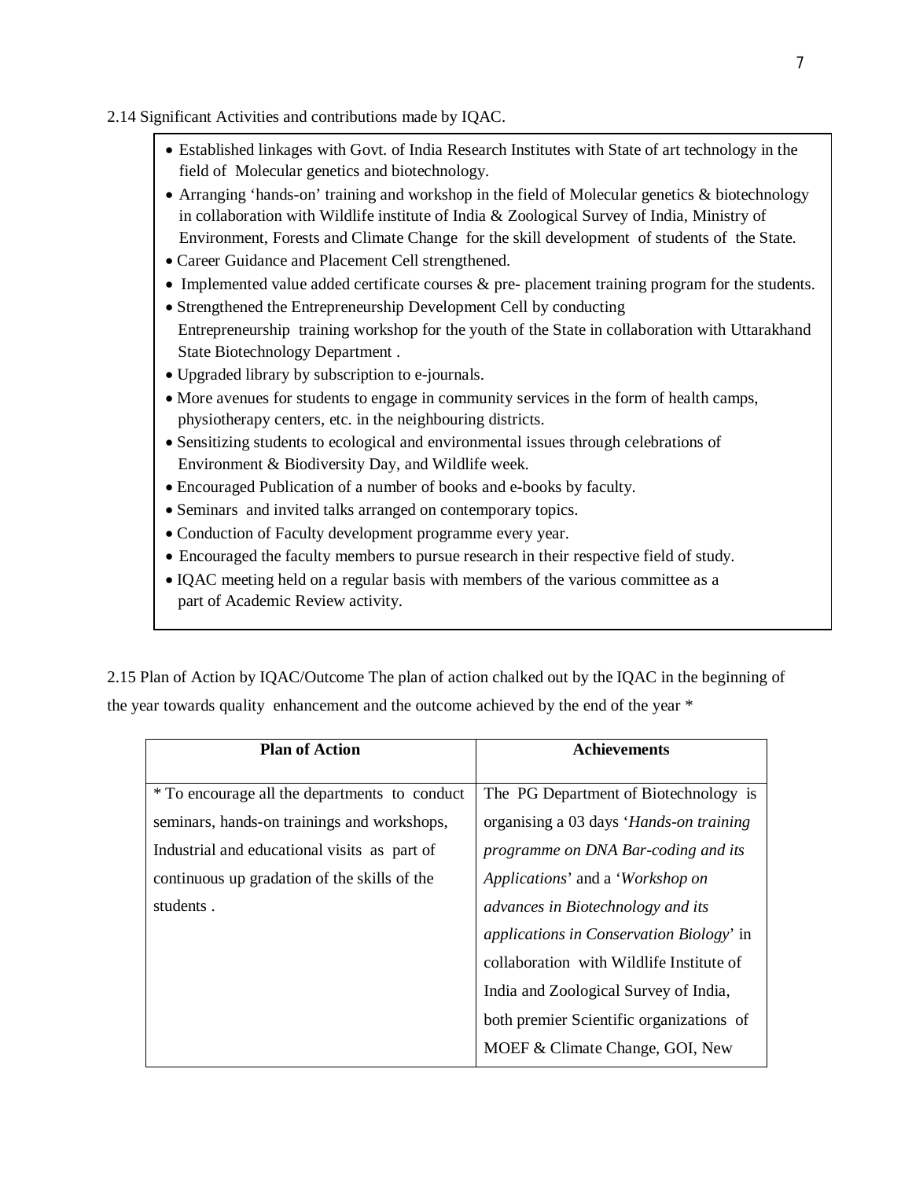2.14 Significant Activities and contributions made by IQAC.

- Established linkages with Govt. of India Research Institutes with State of art technology in the field of Molecular genetics and biotechnology.
- Arranging 'hands-on' training and workshop in the field of Molecular genetics & biotechnology in collaboration with Wildlife institute of India & Zoological Survey of India, Ministry of Environment, Forests and Climate Change for the skill development of students of the State.
- Career Guidance and Placement Cell strengthened.
- Implemented value added certificate courses & pre- placement training program for the students.
- Strengthened the Entrepreneurship Development Cell by conducting Entrepreneurship training workshop for the youth of the State in collaboration with Uttarakhand State Biotechnology Department .
- Upgraded library by subscription to e-journals.
- More avenues for students to engage in community services in the form of health camps, physiotherapy centers, etc. in the neighbouring districts.
- Sensitizing students to ecological and environmental issues through celebrations of Environment & Biodiversity Day, and Wildlife week.
- Encouraged Publication of a number of books and e-books by faculty.
- Seminars and invited talks arranged on contemporary topics.
- Conduction of Faculty development programme every year.
- Encouraged the faculty members to pursue research in their respective field of study.
- IQAC meeting held on a regular basis with members of the various committee as a part of Academic Review activity.

2.15 Plan of Action by IQAC/Outcome The plan of action chalked out by the IQAC in the beginning of the year towards quality enhancement and the outcome achieved by the end of the year *

| Plan of Action | Achievements |
|---|---|
| * To encourage all the departments to conduct seminars, hands-on trainings and workshops, Industrial and educational visits as part of continuous up gradation of the skills of the students . | The PG Department of Biotechnology is organising a 03 days '*Hands-on training programme on DNA Bar-coding and its Applications*' and a '*Workshop on advances in Biotechnology and its applications in Conservation Biology*' in collaboration with Wildlife Institute of India and Zoological Survey of India, both premier Scientific organizations of MOEF & Climate Change, GOI, New |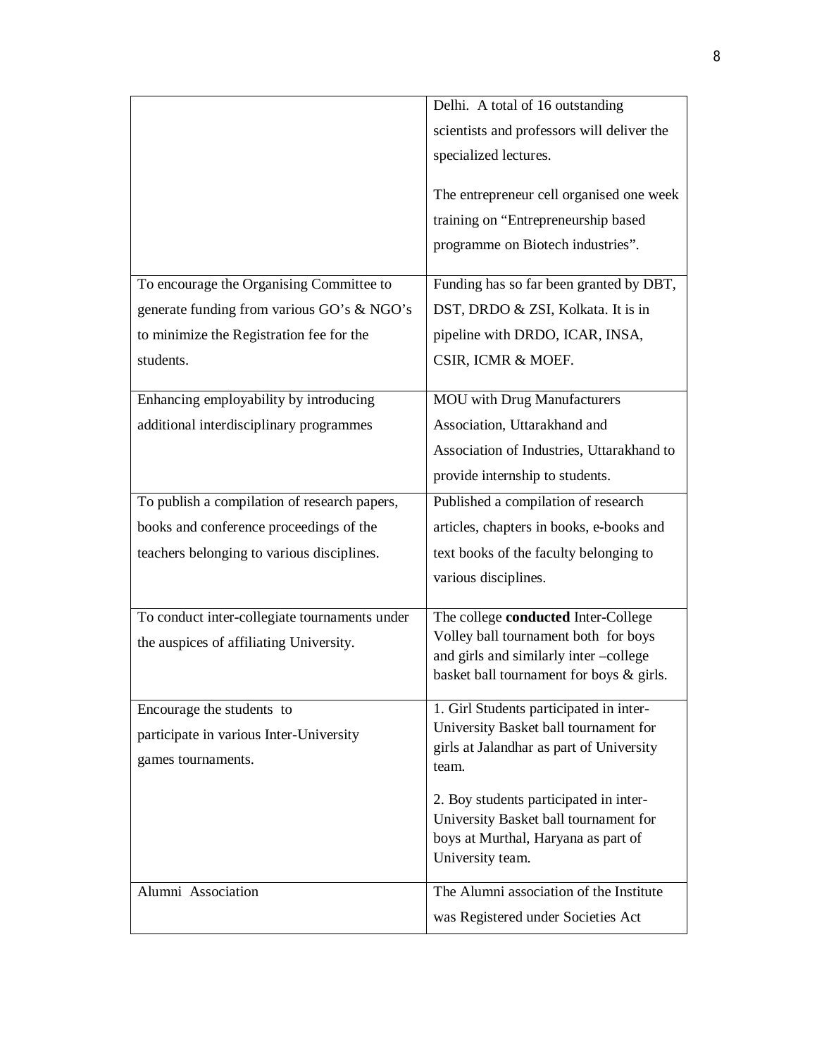| | |
|---|---|
| | Delhi. A total of 16 outstanding scientists and professors will deliver the specialized lectures.<br><br>The entrepreneur cell organised one week training on "Entrepreneurship based programme on Biotech industries". |
| To encourage the Organising Committee to generate funding from various GO's & NGO's to minimize the Registration fee for the students. | Funding has so far been granted by DBT, DST, DRDO & ZSI, Kolkata. It is in pipeline with DRDO, ICAR, INSA, CSIR, ICMR & MOEF. |
| Enhancing employability by introducing additional interdisciplinary programmes | MOU with Drug Manufacturers Association, Uttarakhand and Association of Industries, Uttarakhand to provide internship to students. |
| To publish a compilation of research papers, books and conference proceedings of the teachers belonging to various disciplines. | Published a compilation of research articles, chapters in books, e-books and text books of the faculty belonging to various disciplines. |
| To conduct inter-collegiate tournaments under the auspices of affiliating University. | The college **conducted** Inter-College Volley ball tournament both for boys and girls and similarly inter –college basket ball tournament for boys & girls. |
| Encourage the students to participate in various Inter-University games tournaments. | 1. Girl Students participated in inter-University Basket ball tournament for girls at Jalandhar as part of University team.<br><br>2. Boy students participated in inter-University Basket ball tournament for boys at Murthal, Haryana as part of University team. |
| Alumni Association | The Alumni association of the Institute was Registered under Societies Act |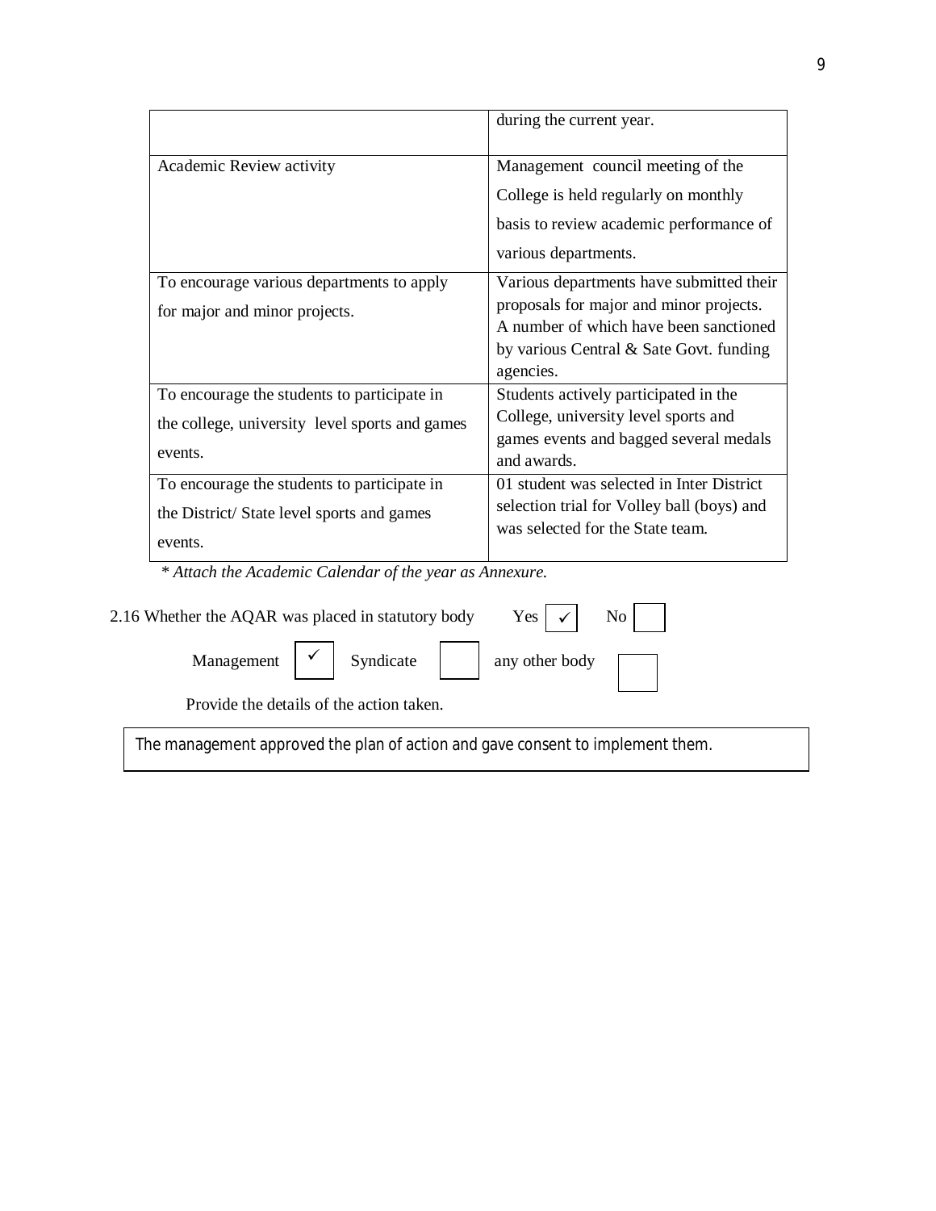| | |
|---|---|
| | during the current year. |
| Academic Review activity | Management council meeting of the College is held regularly on monthly basis to review academic performance of various departments. |
| To encourage various departments to apply for major and minor projects. | Various departments have submitted their proposals for major and minor projects. A number of which have been sanctioned by various Central & Sate Govt. funding agencies. |
| To encourage the students to participate in the college, university level sports and games events. | Students actively participated in the College, university level sports and games events and bagged several medals and awards. |
| To encourage the students to participate in the District/ State level sports and games events. | 01 student was selected in Inter District selection trial for Volley ball (boys) and was selected for the State team. |

*\* Attach the Academic Calendar of the year as Annexure.*

2.16 Whether the AQAR was placed in statutory body Yes ✓ No

Management ✓ Syndicate any other body

Provide the details of the action taken.

The management approved the plan of action and gave consent to implement them.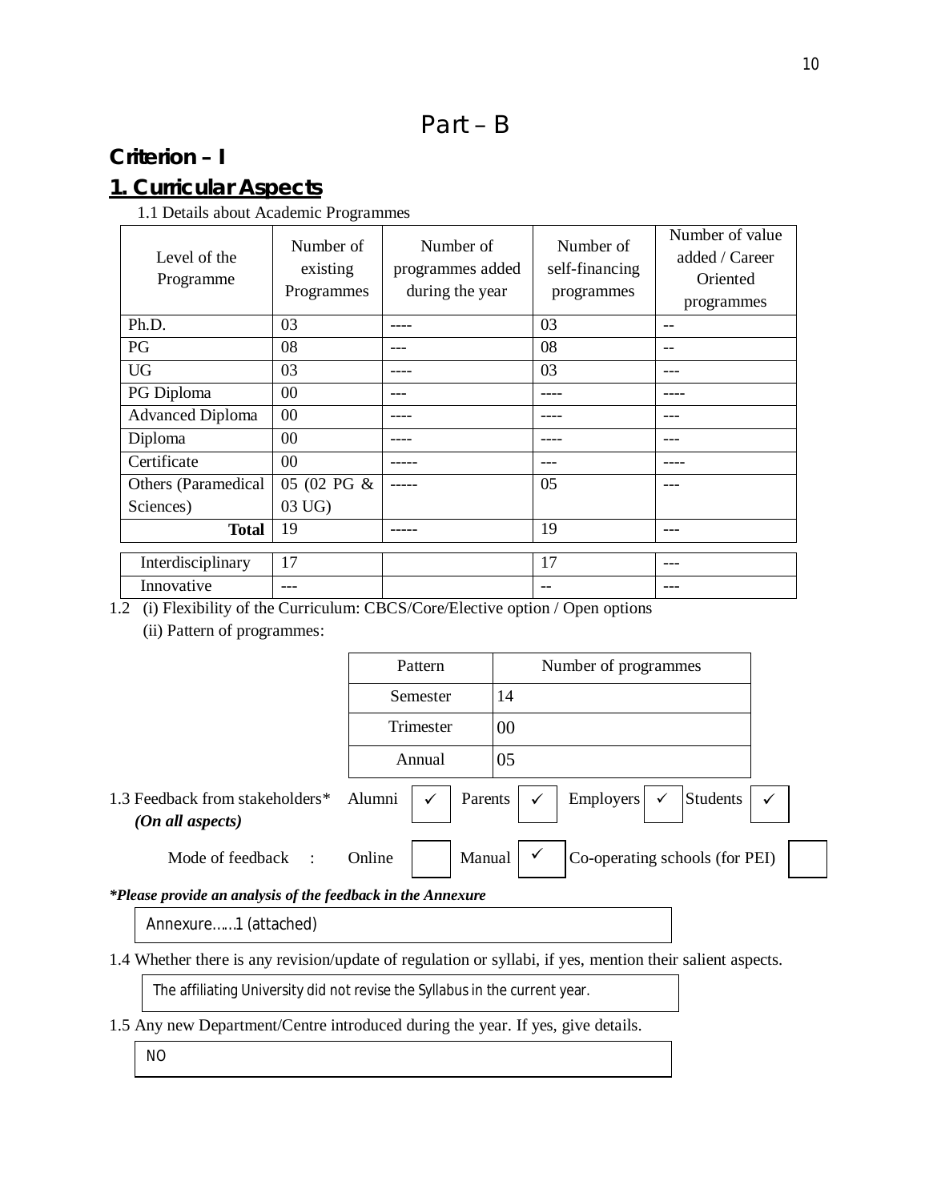# Part – B

## Criterion – I

## 1. Curricular Aspects

1.1 Details about Academic Programmes

| Level of the Programme | Number of existing Programmes | Number of programmes added during the year | Number of self-financing programmes | Number of value added / Career Oriented programmes |
|---|---|---|---|---|
| Ph.D. | 03 | ---- | 03 | -- |
| PG | 08 | --- | 08 | -- |
| UG | 03 | ---- | 03 | --- |
| PG Diploma | 00 | --- | ---- | ---- |
| Advanced Diploma | 00 | ---- | ---- | --- |
| Diploma | 00 | ---- | ---- | --- |
| Certificate | 00 | ----- | --- | ---- |
| Others (Paramedical Sciences) | 05 (02 PG & 03 UG) | ----- | 05 | --- |
| **Total** | 19 | ----- | 19 | --- |
| Interdisciplinary | 17 | | 17 | --- |
| Innovative | --- | | -- | --- |

1.2 (i) Flexibility of the Curriculum: CBCS/Core/Elective option / Open options

(ii) Pattern of programmes:

| Pattern | Number of programmes |
|---|---|
| Semester | 14 |
| Trimester | 00 |
| Annual | 05 |

1.3 Feedback from stakeholders* Alumni ✓ Parents ✓ Employers ✓ Students ✓
*(On all aspects)*

Mode of feedback : Online [ ] Manual ✓ Co-operating schools (for PEI) [ ]

***Please provide an analysis of the feedback in the Annexure**

Annexure……1 (attached)

1.4 Whether there is any revision/update of regulation or syllabi, if yes, mention their salient aspects.

The affiliating University did not revise the Syllabus in the current year.

1.5 Any new Department/Centre introduced during the year. If yes, give details.

NO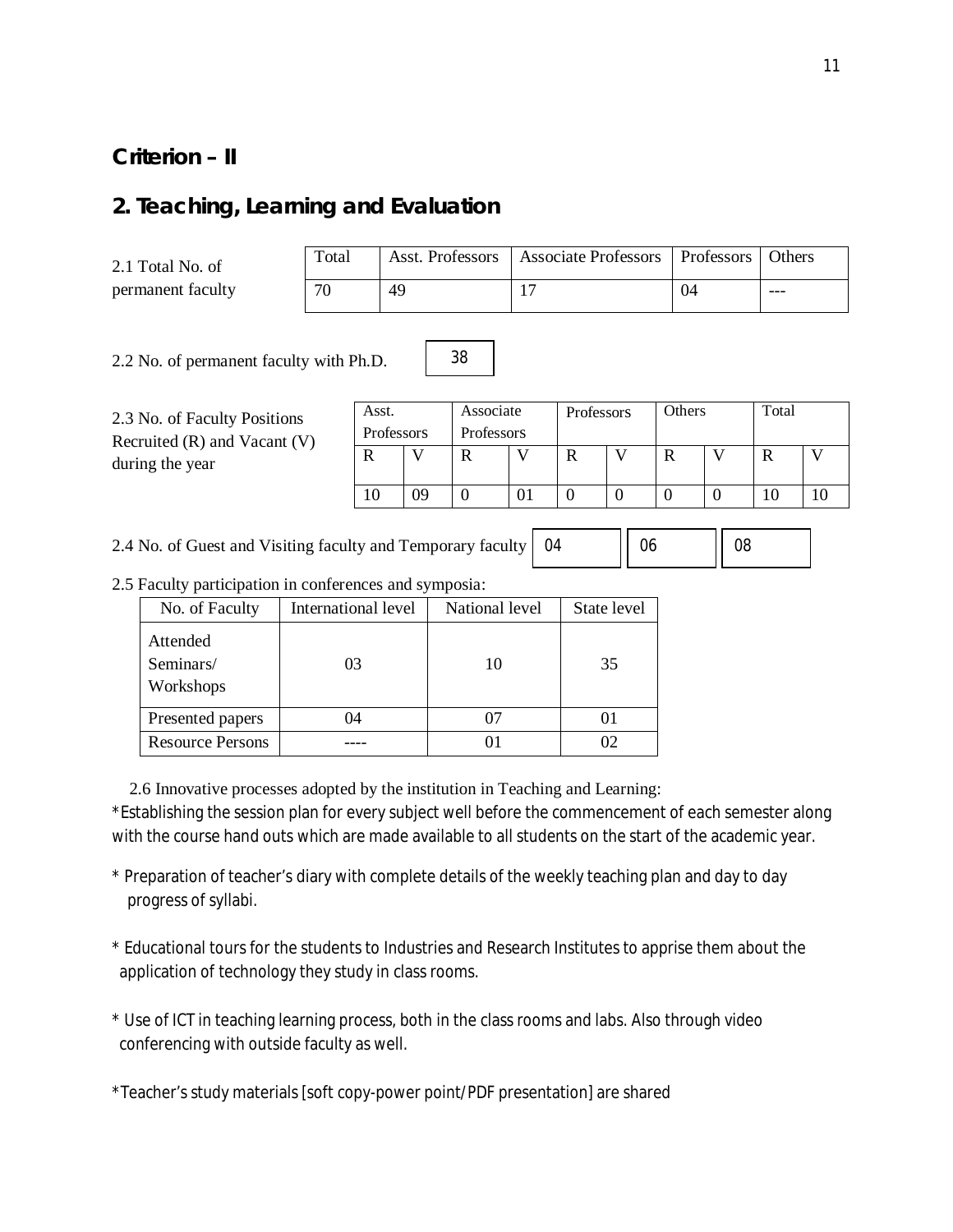## Criterion – II

## 2. Teaching, Learning and Evaluation

2.1 Total No. of permanent faculty

| Total | Asst. Professors | Associate Professors | Professors | Others |
|---|---|---|---|---|
| 70 | 49 | 17 | 04 | --- |

2.2 No. of permanent faculty with Ph.D. 38

2.3 No. of Faculty Positions Recruited (R) and Vacant (V) during the year

| Asst. Professors | | Associate Professors | | Professors | | Others | | Total | |
|---|---|---|---|---|---|---|---|---|---|
| R | V | R | V | R | V | R | V | R | V |
| 10 | 09 | 0 | 01 | 0 | 0 | 0 | 0 | 10 | 10 |

2.4 No. of Guest and Visiting faculty and Temporary faculty 04 06 08

2.5 Faculty participation in conferences and symposia:

| No. of Faculty | International level | National level | State level |
|---|---|---|---|
| Attended Seminars/ Workshops | 03 | 10 | 35 |
| Presented papers | 04 | 07 | 01 |
| Resource Persons | ---- | 01 | 02 |

2.6 Innovative processes adopted by the institution in Teaching and Learning:

*Establishing the session plan for every subject well before the commencement of each semester along with the course hand outs which are made available to all students on the start of the academic year.

* Preparation of teacher's diary with complete details of the weekly teaching plan and day to day progress of syllabi.

* Educational tours for the students to Industries and Research Institutes to apprise them about the application of technology they study in class rooms.

* Use of ICT in teaching learning process, both in the class rooms and labs. Also through video conferencing with outside faculty as well.

*Teacher's study materials [soft copy-power point/PDF presentation] are shared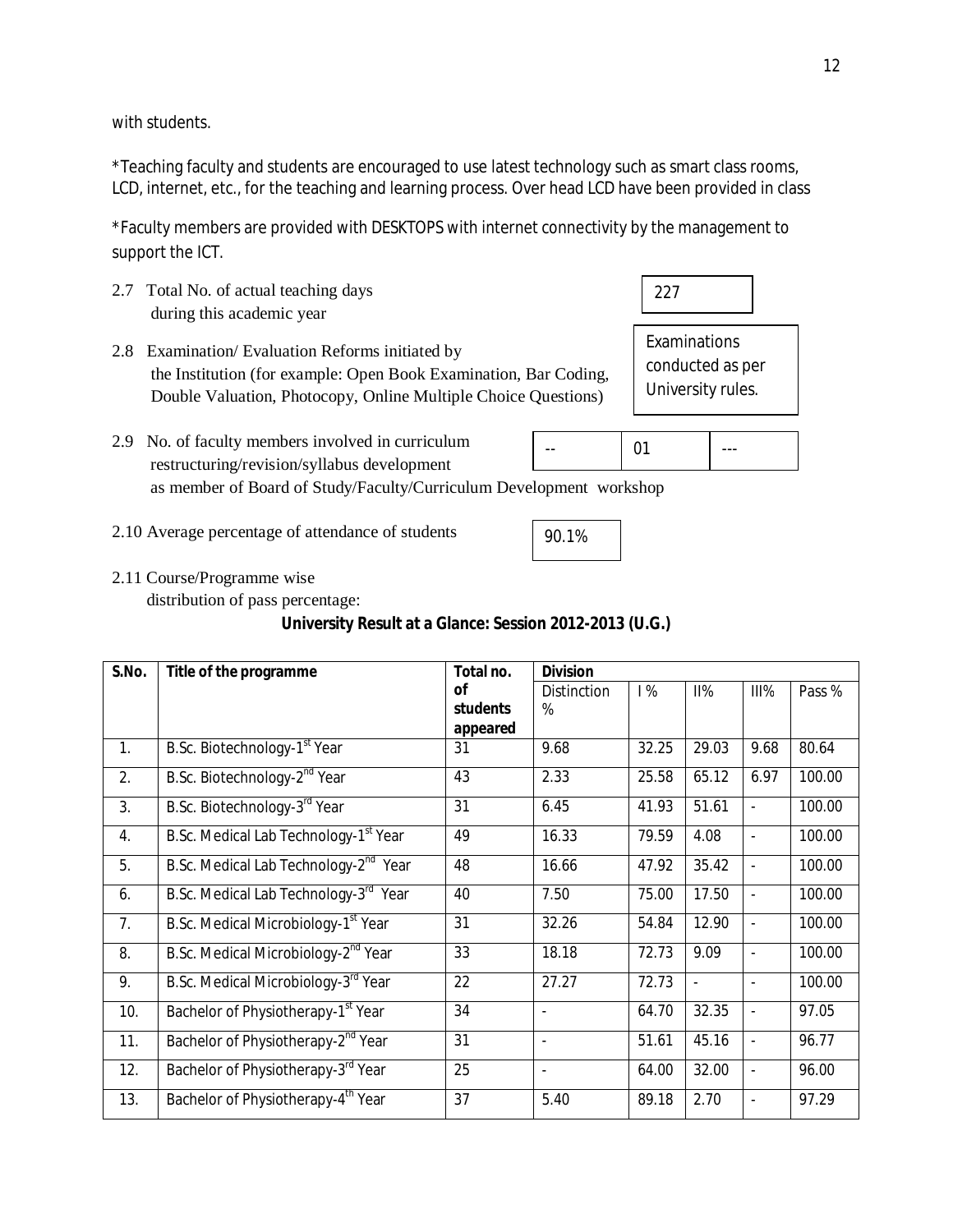with students.

*Teaching faculty and students are encouraged to use latest technology such as smart class rooms, LCD, internet, etc., for the teaching and learning process. Over head LCD have been provided in class

*Faculty members are provided with DESKTOPS with internet connectivity by the management to support the ICT.

2.7 Total No. of actual teaching days during this academic year

227

2.8 Examination/ Evaluation Reforms initiated by the Institution (for example: Open Book Examination, Bar Coding, Double Valuation, Photocopy, Online Multiple Choice Questions)

Examinations conducted as per University rules.

2.9 No. of faculty members involved in curriculum restructuring/revision/syllabus development as member of Board of Study/Faculty/Curriculum Development workshop

| -- | 01 | --- |
|---|---|---|

2.10 Average percentage of attendance of students

90.1%

2.11 Course/Programme wise distribution of pass percentage:

**University Result at a Glance: Session 2012-2013 (U.G.)**

| S.No. | Title of the programme | Total no. of students appeared | Division | | | | |
|---|---|---|---|---|---|---|---|
| | | | Distinction % | I % | II% | III% | Pass % |
| 1. | B.Sc. Biotechnology-1st Year | 31 | 9.68 | 32.25 | 29.03 | 9.68 | 80.64 |
| 2. | B.Sc. Biotechnology-2nd Year | 43 | 2.33 | 25.58 | 65.12 | 6.97 | 100.00 |
| 3. | B.Sc. Biotechnology-3rd Year | 31 | 6.45 | 41.93 | 51.61 | - | 100.00 |
| 4. | B.Sc. Medical Lab Technology-1st Year | 49 | 16.33 | 79.59 | 4.08 | - | 100.00 |
| 5. | B.Sc. Medical Lab Technology-2nd Year | 48 | 16.66 | 47.92 | 35.42 | - | 100.00 |
| 6. | B.Sc. Medical Lab Technology-3rd Year | 40 | 7.50 | 75.00 | 17.50 | - | 100.00 |
| 7. | B.Sc. Medical Microbiology-1st Year | 31 | 32.26 | 54.84 | 12.90 | - | 100.00 |
| 8. | B.Sc. Medical Microbiology-2nd Year | 33 | 18.18 | 72.73 | 9.09 | - | 100.00 |
| 9. | B.Sc. Medical Microbiology-3rd Year | 22 | 27.27 | 72.73 | - | - | 100.00 |
| 10. | Bachelor of Physiotherapy-1st Year | 34 | - | 64.70 | 32.35 | - | 97.05 |
| 11. | Bachelor of Physiotherapy-2nd Year | 31 | - | 51.61 | 45.16 | - | 96.77 |
| 12. | Bachelor of Physiotherapy-3rd Year | 25 | - | 64.00 | 32.00 | - | 96.00 |
| 13. | Bachelor of Physiotherapy-4th Year | 37 | 5.40 | 89.18 | 2.70 | - | 97.29 |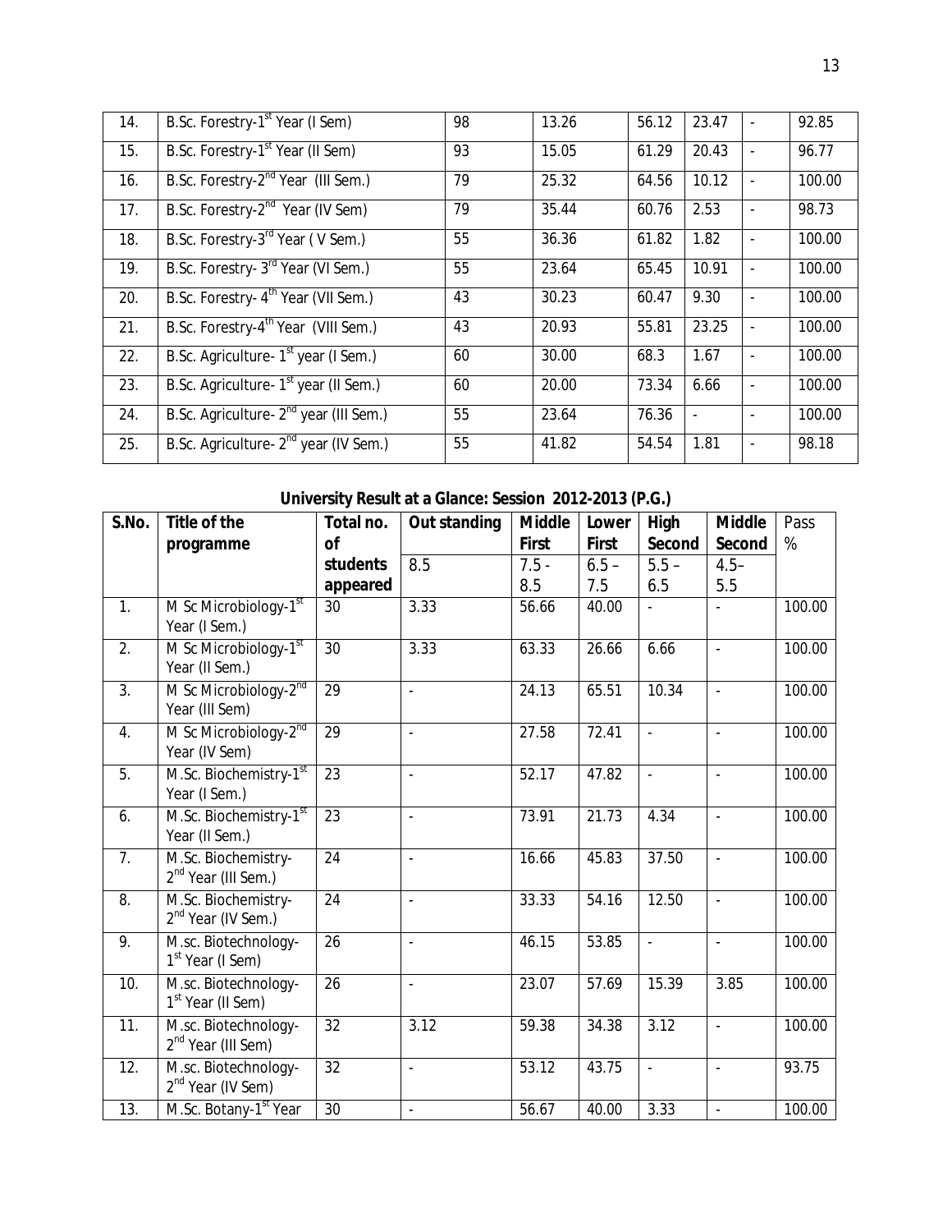| 14. | B.Sc. Forestry-1st Year (I Sem) | 98 | 13.26 | 56.12 | 23.47 | - | 92.85 |
|---|---|---|---|---|---|---|---|
| 15. | B.Sc. Forestry-1st Year (II Sem) | 93 | 15.05 | 61.29 | 20.43 | - | 96.77 |
| 16. | B.Sc. Forestry-2nd Year (III Sem.) | 79 | 25.32 | 64.56 | 10.12 | - | 100.00 |
| 17. | B.Sc. Forestry-2nd Year (IV Sem) | 79 | 35.44 | 60.76 | 2.53 | - | 98.73 |
| 18. | B.Sc. Forestry-3rd Year ( V Sem.) | 55 | 36.36 | 61.82 | 1.82 | - | 100.00 |
| 19. | B.Sc. Forestry- 3rd Year (VI Sem.) | 55 | 23.64 | 65.45 | 10.91 | - | 100.00 |
| 20. | B.Sc. Forestry- 4th Year (VII Sem.) | 43 | 30.23 | 60.47 | 9.30 | - | 100.00 |
| 21. | B.Sc. Forestry-4th Year (VIII Sem.) | 43 | 20.93 | 55.81 | 23.25 | - | 100.00 |
| 22. | B.Sc. Agriculture- 1st year (I Sem.) | 60 | 30.00 | 68.3 | 1.67 | - | 100.00 |
| 23. | B.Sc. Agriculture- 1st year (II Sem.) | 60 | 20.00 | 73.34 | 6.66 | - | 100.00 |
| 24. | B.Sc. Agriculture- 2nd year (III Sem.) | 55 | 23.64 | 76.36 | - | - | 100.00 |
| 25. | B.Sc. Agriculture- 2nd year (IV Sem.) | 55 | 41.82 | 54.54 | 1.81 | - | 98.18 |

## University Result at a Glance: Session 2012-2013 (P.G.)

| S.No. | Title of the programme | Total no. of students appeared | Out standing | Middle First | Lower First | High Second | Middle Second | Pass % |
|---|---|---|---|---|---|---|---|---|
| | | | 8.5 | 7.5 - 8.5 | 6.5 – 7.5 | 5.5 – 6.5 | 4.5– 5.5 | |
| 1. | M Sc Microbiology-1st Year (I Sem.) | 30 | 3.33 | 56.66 | 40.00 | - | - | 100.00 |
| 2. | M Sc Microbiology-1st Year (II Sem.) | 30 | 3.33 | 63.33 | 26.66 | 6.66 | - | 100.00 |
| 3. | M Sc Microbiology-2nd Year (III Sem) | 29 | - | 24.13 | 65.51 | 10.34 | - | 100.00 |
| 4. | M Sc Microbiology-2nd Year (IV Sem) | 29 | - | 27.58 | 72.41 | - | - | 100.00 |
| 5. | M.Sc. Biochemistry-1st Year (I Sem.) | 23 | - | 52.17 | 47.82 | - | - | 100.00 |
| 6. | M.Sc. Biochemistry-1st Year (II Sem.) | 23 | - | 73.91 | 21.73 | 4.34 | - | 100.00 |
| 7. | M.Sc. Biochemistry-2nd Year (III Sem.) | 24 | - | 16.66 | 45.83 | 37.50 | - | 100.00 |
| 8. | M.Sc. Biochemistry-2nd Year (IV Sem.) | 24 | - | 33.33 | 54.16 | 12.50 | - | 100.00 |
| 9. | M.sc. Biotechnology-1st Year (I Sem) | 26 | - | 46.15 | 53.85 | - | - | 100.00 |
| 10. | M.sc. Biotechnology-1st Year (II Sem) | 26 | - | 23.07 | 57.69 | 15.39 | 3.85 | 100.00 |
| 11. | M.sc. Biotechnology-2nd Year (III Sem) | 32 | 3.12 | 59.38 | 34.38 | 3.12 | - | 100.00 |
| 12. | M.sc. Biotechnology-2nd Year (IV Sem) | 32 | - | 53.12 | 43.75 | - | - | 93.75 |
| 13. | M.Sc. Botany-1st Year | 30 | - | 56.67 | 40.00 | 3.33 | - | 100.00 |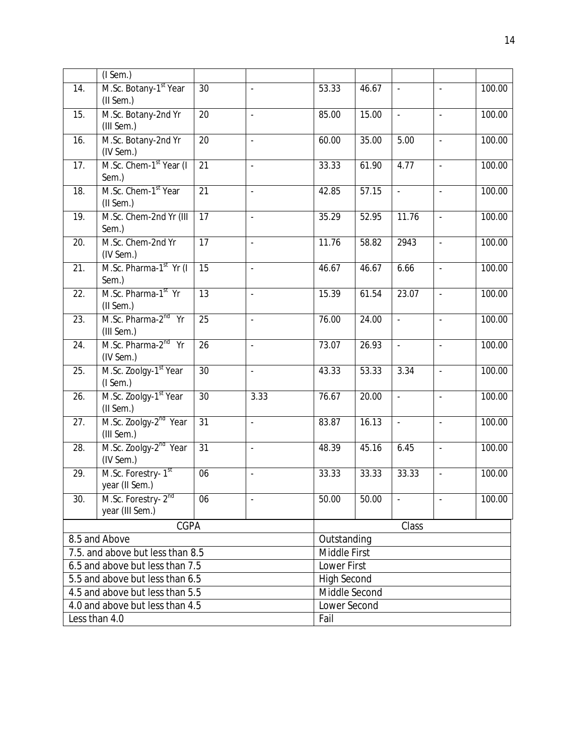| | (I Sem.) | | | | | | | |
|---|---|---|---|---|---|---|---|---|
| 14. | M.Sc. Botany-1st Year (II Sem.) | 30 | - | 53.33 | 46.67 | - | - | 100.00 |
| 15. | M.Sc. Botany-2nd Yr (III Sem.) | 20 | - | 85.00 | 15.00 | - | - | 100.00 |
| 16. | M.Sc. Botany-2nd Yr (IV Sem.) | 20 | - | 60.00 | 35.00 | 5.00 | - | 100.00 |
| 17. | M.Sc. Chem-1st Year (I Sem.) | 21 | - | 33.33 | 61.90 | 4.77 | - | 100.00 |
| 18. | M.Sc. Chem-1st Year (II Sem.) | 21 | - | 42.85 | 57.15 | - | - | 100.00 |
| 19. | M.Sc. Chem-2nd Yr (III Sem.) | 17 | - | 35.29 | 52.95 | 11.76 | - | 100.00 |
| 20. | M.Sc. Chem-2nd Yr (IV Sem.) | 17 | - | 11.76 | 58.82 | 2943 | - | 100.00 |
| 21. | M.Sc. Pharma-1st Yr (I Sem.) | 15 | - | 46.67 | 46.67 | 6.66 | - | 100.00 |
| 22. | M.Sc. Pharma-1st Yr (II Sem.) | 13 | - | 15.39 | 61.54 | 23.07 | - | 100.00 |
| 23. | M.Sc. Pharma-2nd Yr (III Sem.) | 25 | - | 76.00 | 24.00 | - | - | 100.00 |
| 24. | M.Sc. Pharma-2nd Yr (IV Sem.) | 26 | - | 73.07 | 26.93 | - | - | 100.00 |
| 25. | M.Sc. Zoolgy-1st Year (I Sem.) | 30 | - | 43.33 | 53.33 | 3.34 | - | 100.00 |
| 26. | M.Sc. Zoolgy-1st Year (II Sem.) | 30 | 3.33 | 76.67 | 20.00 | - | - | 100.00 |
| 27. | M.Sc. Zoolgy-2nd Year (III Sem.) | 31 | - | 83.87 | 16.13 | - | - | 100.00 |
| 28. | M.Sc. Zoolgy-2nd Year (IV Sem.) | 31 | - | 48.39 | 45.16 | 6.45 | - | 100.00 |
| 29. | M.Sc. Forestry- 1st year (II Sem.) | 06 | - | 33.33 | 33.33 | 33.33 | - | 100.00 |
| 30. | M.Sc. Forestry- 2nd year (III Sem.) | 06 | - | 50.00 | 50.00 | - | - | 100.00 |

| CGPA | Class |
|---|---|
| 8.5 and Above | Outstanding |
| 7.5. and above but less than 8.5 | Middle First |
| 6.5 and above but less than 7.5 | Lower First |
| 5.5 and above but less than 6.5 | High Second |
| 4.5 and above but less than 5.5 | Middle Second |
| 4.0 and above but less than 4.5 | Lower Second |
| Less than 4.0 | Fail |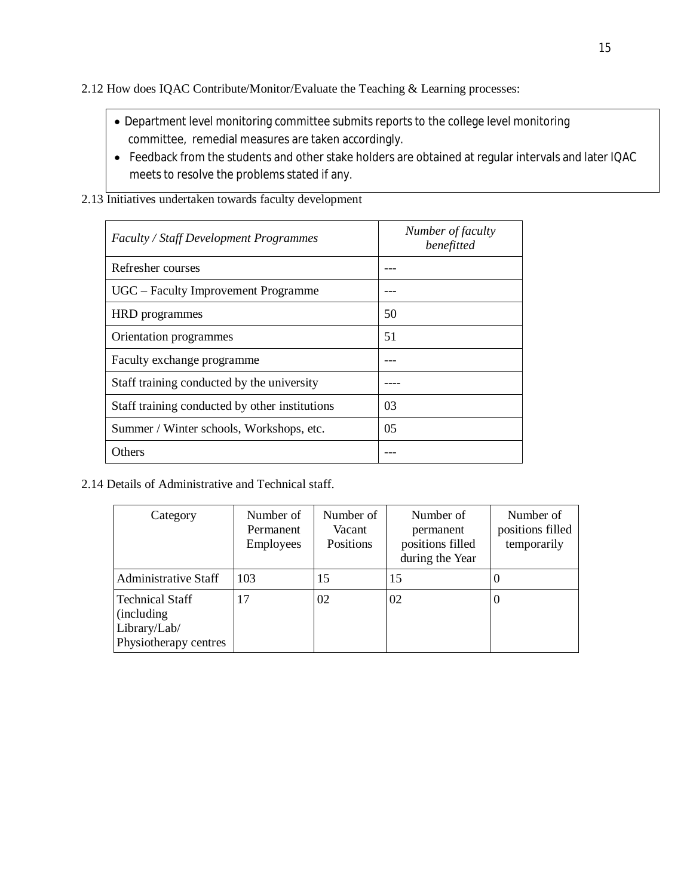2.12 How does IQAC Contribute/Monitor/Evaluate the Teaching & Learning processes:

- Department level monitoring committee submits reports to the college level monitoring committee, remedial measures are taken accordingly.
- Feedback from the students and other stake holders are obtained at regular intervals and later IQAC meets to resolve the problems stated if any.

2.13 Initiatives undertaken towards faculty development

| *Faculty / Staff Development Programmes* | *Number of faculty benefitted* |
|---|---|
| Refresher courses | --- |
| UGC – Faculty Improvement Programme | --- |
| HRD programmes | 50 |
| Orientation programmes | 51 |
| Faculty exchange programme | --- |
| Staff training conducted by the university | ---- |
| Staff training conducted by other institutions | 03 |
| Summer / Winter schools, Workshops, etc. | 05 |
| Others | --- |

2.14 Details of Administrative and Technical staff.

| Category | Number of Permanent Employees | Number of Vacant Positions | Number of permanent positions filled during the Year | Number of positions filled temporarily |
|---|---|---|---|---|
| Administrative Staff | 103 | 15 | 15 | 0 |
| Technical Staff (including Library/Lab/ Physiotherapy centres | 17 | 02 | 02 | 0 |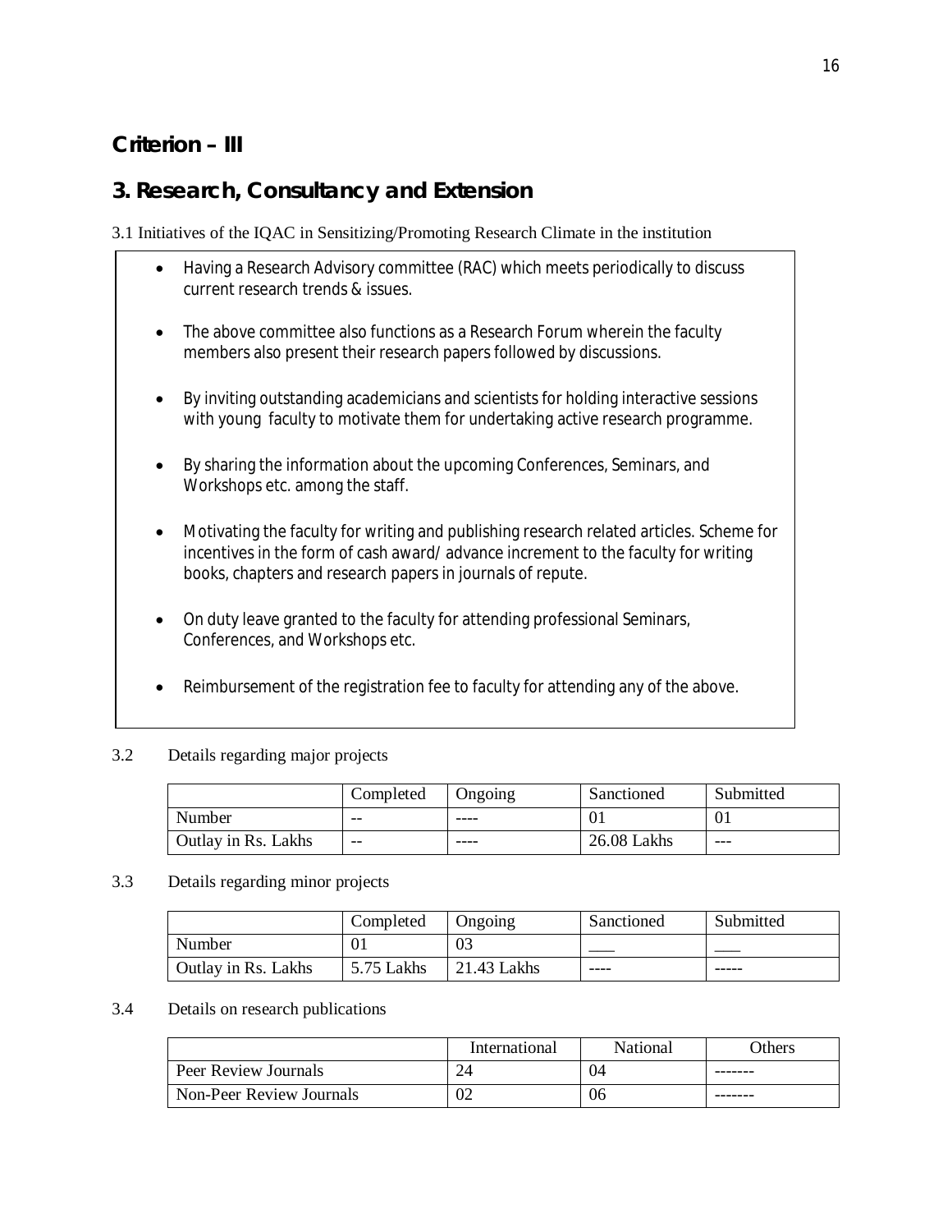## Criterion – III

## 3. Research, Consultancy and Extension

3.1 Initiatives of the IQAC in Sensitizing/Promoting Research Climate in the institution

- Having a Research Advisory committee (RAC) which meets periodically to discuss current research trends & issues.
- The above committee also functions as a Research Forum wherein the faculty members also present their research papers followed by discussions.
- By inviting outstanding academicians and scientists for holding interactive sessions with young faculty to motivate them for undertaking active research programme.
- By sharing the information about the upcoming Conferences, Seminars, and Workshops etc. among the staff.
- Motivating the faculty for writing and publishing research related articles. Scheme for incentives in the form of cash award/ advance increment to the faculty for writing books, chapters and research papers in journals of repute.
- On duty leave granted to the faculty for attending professional Seminars, Conferences, and Workshops etc.
- Reimbursement of the registration fee to faculty for attending any of the above.

3.2 Details regarding major projects

| | Completed | Ongoing | Sanctioned | Submitted |
|---|---|---|---|---|
| Number | -- | ---- | 01 | 01 |
| Outlay in Rs. Lakhs | -- | ---- | 26.08 Lakhs | --- |

3.3 Details regarding minor projects

| | Completed | Ongoing | Sanctioned | Submitted |
|---|---|---|---|---|
| Number | 01 | 03 | ___ | ___ |
| Outlay in Rs. Lakhs | 5.75 Lakhs | 21.43 Lakhs | ---- | ----- |

3.4 Details on research publications

| | International | National | Others |
|---|---|---|---|
| Peer Review Journals | 24 | 04 | ------- |
| Non-Peer Review Journals | 02 | 06 | ------- |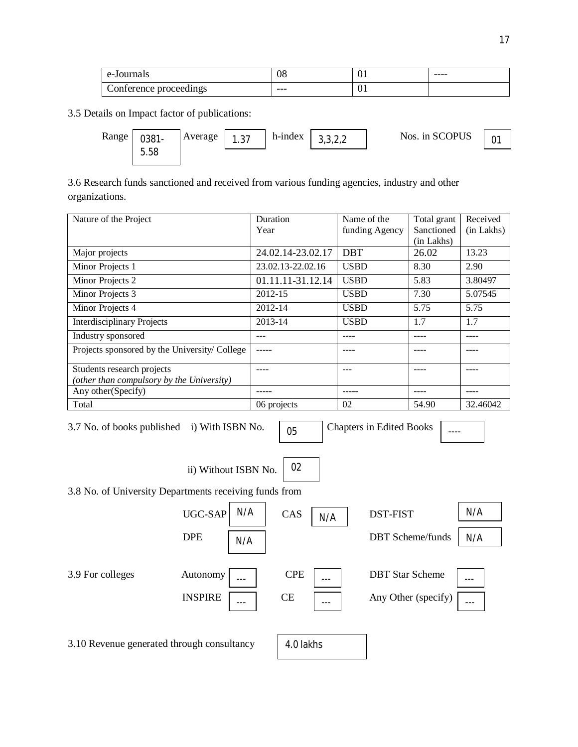| e-Journals | 08 | 01 | ---- |
|---|---|---|---|
| Conference proceedings | --- | 01 | |

3.5 Details on Impact factor of publications:

Range: 0381-5.58 | Average: 1.37 | h-index: 3,3,2,2 | Nos. in SCOPUS: 01

3.6 Research funds sanctioned and received from various funding agencies, industry and other organizations.

| Nature of the Project | Duration Year | Name of the funding Agency | Total grant Sanctioned (in Lakhs) | Received (in Lakhs) |
|---|---|---|---|---|
| Major projects | 24.02.14-23.02.17 | DBT | 26.02 | 13.23 |
| Minor Projects 1 | 23.02.13-22.02.16 | USBD | 8.30 | 2.90 |
| Minor Projects 2 | 01.11.11-31.12.14 | USBD | 5.83 | 3.80497 |
| Minor Projects 3 | 2012-15 | USBD | 7.30 | 5.07545 |
| Minor Projects 4 | 2012-14 | USBD | 5.75 | 5.75 |
| Interdisciplinary Projects | 2013-14 | USBD | 1.7 | 1.7 |
| Industry sponsored | --- | ---- | ---- | ---- |
| Projects sponsored by the University/ College | ----- | ---- | ---- | ---- |
| Students research projects *(other than compulsory by the University)* | ---- | --- | ---- | ---- |
| Any other(Specify) | ----- | ----- | ---- | ---- |
| Total | 06 projects | 02 | 54.90 | 32.46042 |

3.7 No. of books published i) With ISBN No. 05 Chapters in Edited Books ----

ii) Without ISBN No. 02

3.8 No. of University Departments receiving funds from

UGC-SAP N/A CAS N/A DST-FIST N/A

DPE N/A DBT Scheme/funds N/A

3.9 For colleges Autonomy --- CPE --- DBT Star Scheme ---

INSPIRE --- CE --- Any Other (specify) ---

3.10 Revenue generated through consultancy 4.0 lakhs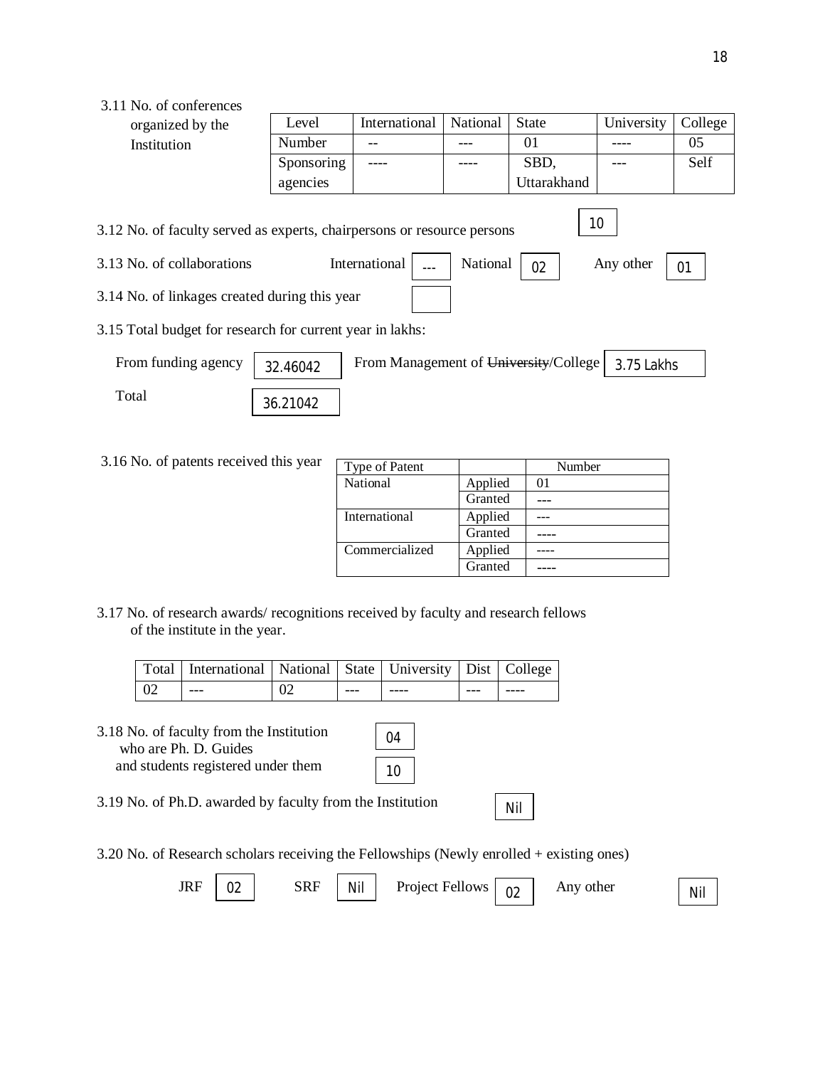3.11 No. of conferences organized by the Institution

| Level | International | National | State | University | College |
| --- | --- | --- | --- | --- | --- |
| Number | -- | --- | 01 | ---- | 05 |
| Sponsoring agencies | ---- | ---- | SBD, Uttarakhand | --- | Self |

3.12 No. of faculty served as experts, chairpersons or resource persons: 10

3.13 No. of collaborations: International: --- National: 02 Any other: 01

3.14 No. of linkages created during this year:

3.15 Total budget for research for current year in lakhs:

From funding agency: 32.46042 From Management of ~~University~~/College: 3.75 Lakhs

Total: 36.21042

3.16 No. of patents received this year

| Type of Patent | | Number |
| --- | --- | --- |
| National | Applied | 01 |
| | Granted | --- |
| International | Applied | --- |
| | Granted | ---- |
| Commercialized | Applied | ---- |
| | Granted | ---- |

3.17 No. of research awards/ recognitions received by faculty and research fellows of the institute in the year.

| Total | International | National | State | University | Dist | College |
| --- | --- | --- | --- | --- | --- | --- |
| 02 | --- | 02 | --- | ---- | --- | ---- |

3.18 No. of faculty from the Institution who are Ph. D. Guides: 04

and students registered under them: 10

3.19 No. of Ph.D. awarded by faculty from the Institution: Nil

3.20 No. of Research scholars receiving the Fellowships (Newly enrolled + existing ones)

JRF: 02 SRF: Nil Project Fellows: 02 Any other: Nil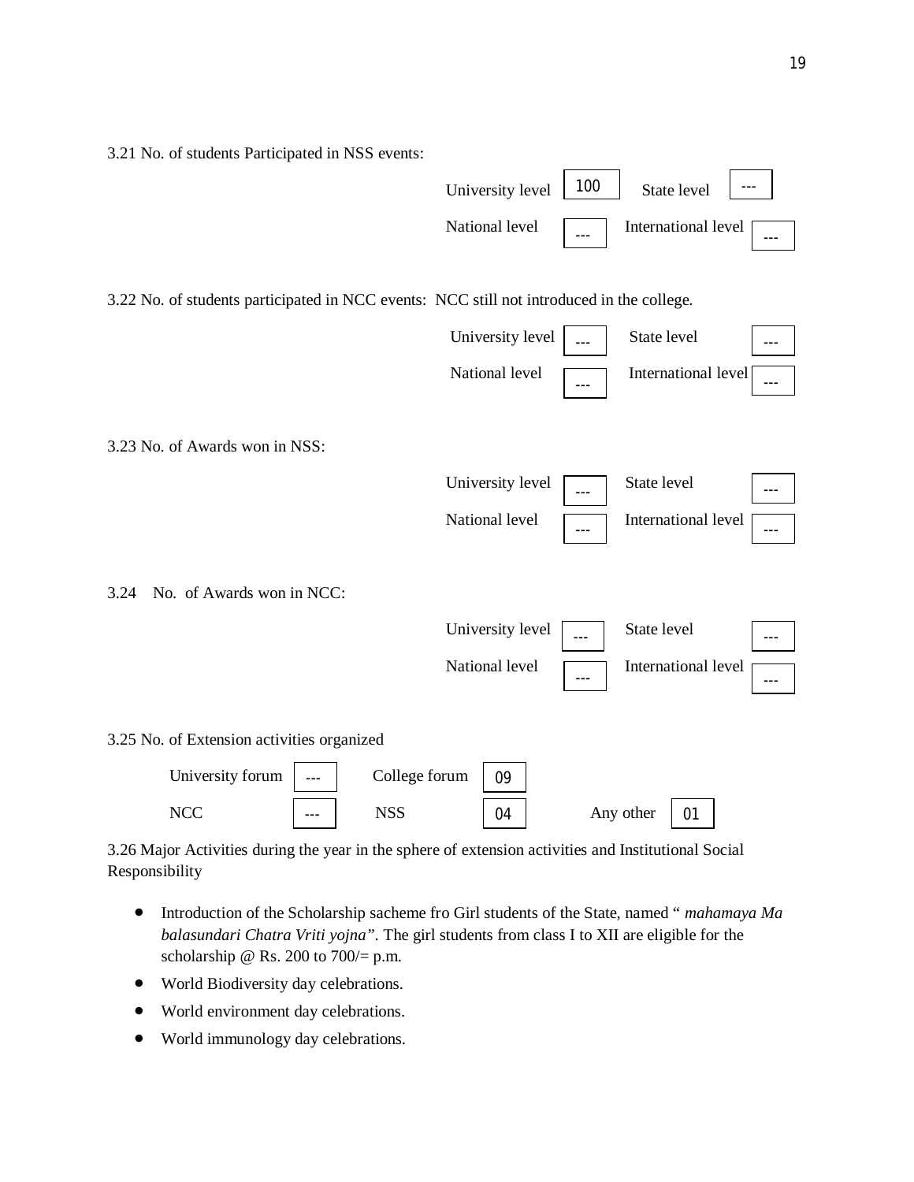3.21 No. of students Participated in NSS events:

| | | | |
|---|---|---|---|
| University level | 100 | State level | --- |
| National level | --- | International level | --- |

3.22 No. of students participated in NCC events: NCC still not introduced in the college.

| | | | |
|---|---|---|---|
| University level | --- | State level | --- |
| National level | --- | International level | --- |

3.23 No. of Awards won in NSS:

| | | | |
|---|---|---|---|
| University level | --- | State level | --- |
| National level | --- | International level | --- |

3.24 No. of Awards won in NCC:

| | | | |
|---|---|---|---|
| University level | --- | State level | --- |
| National level | --- | International level | --- |

3.25 No. of Extension activities organized

| | | | | | |
|---|---|---|---|---|---|
| University forum | --- | College forum | 09 | | |
| NCC | --- | NSS | 04 | Any other | 01 |

3.26 Major Activities during the year in the sphere of extension activities and Institutional Social Responsibility

- Introduction of the Scholarship sacheme fro Girl students of the State, named " *mahamaya Ma balasundari Chatra Vriti yojna"*. The girl students from class I to XII are eligible for the scholarship @ Rs. 200 to 700/= p.m.
- World Biodiversity day celebrations.
- World environment day celebrations.
- World immunology day celebrations.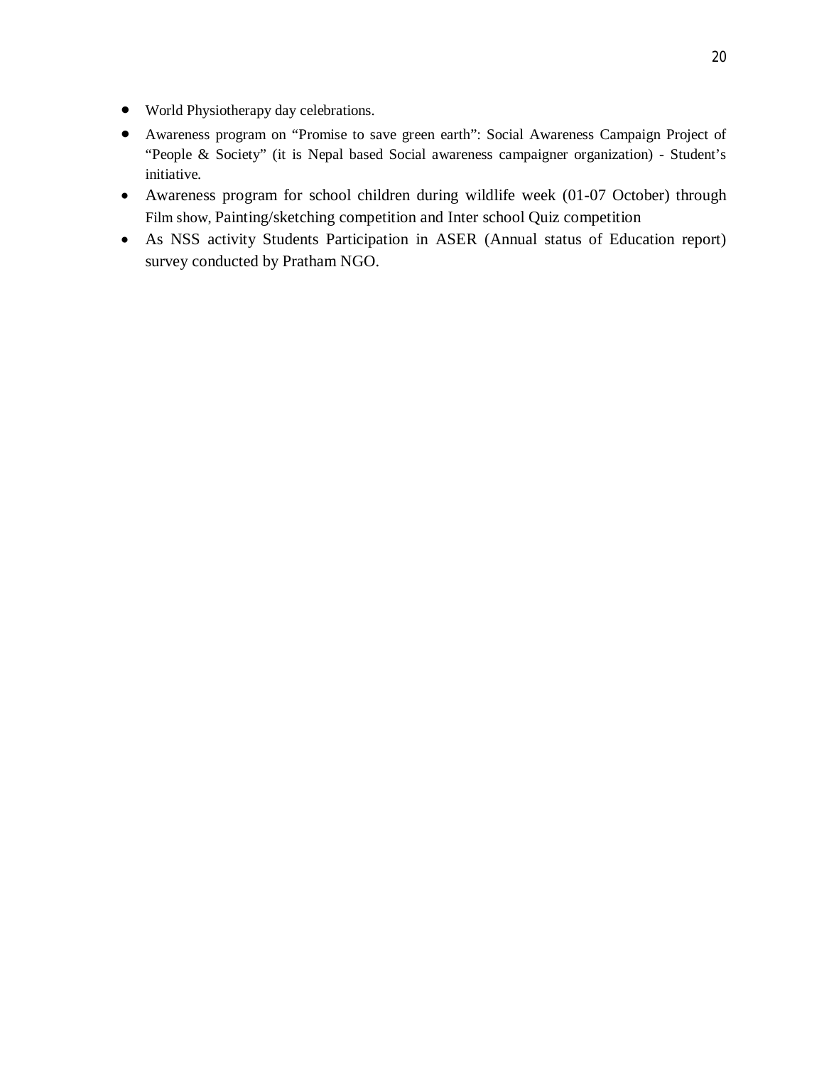- World Physiotherapy day celebrations.
- Awareness program on "Promise to save green earth": Social Awareness Campaign Project of "People & Society" (it is Nepal based Social awareness campaigner organization) - Student's initiative.
- Awareness program for school children during wildlife week (01-07 October) through Film show, Painting/sketching competition and Inter school Quiz competition
- As NSS activity Students Participation in ASER (Annual status of Education report) survey conducted by Pratham NGO.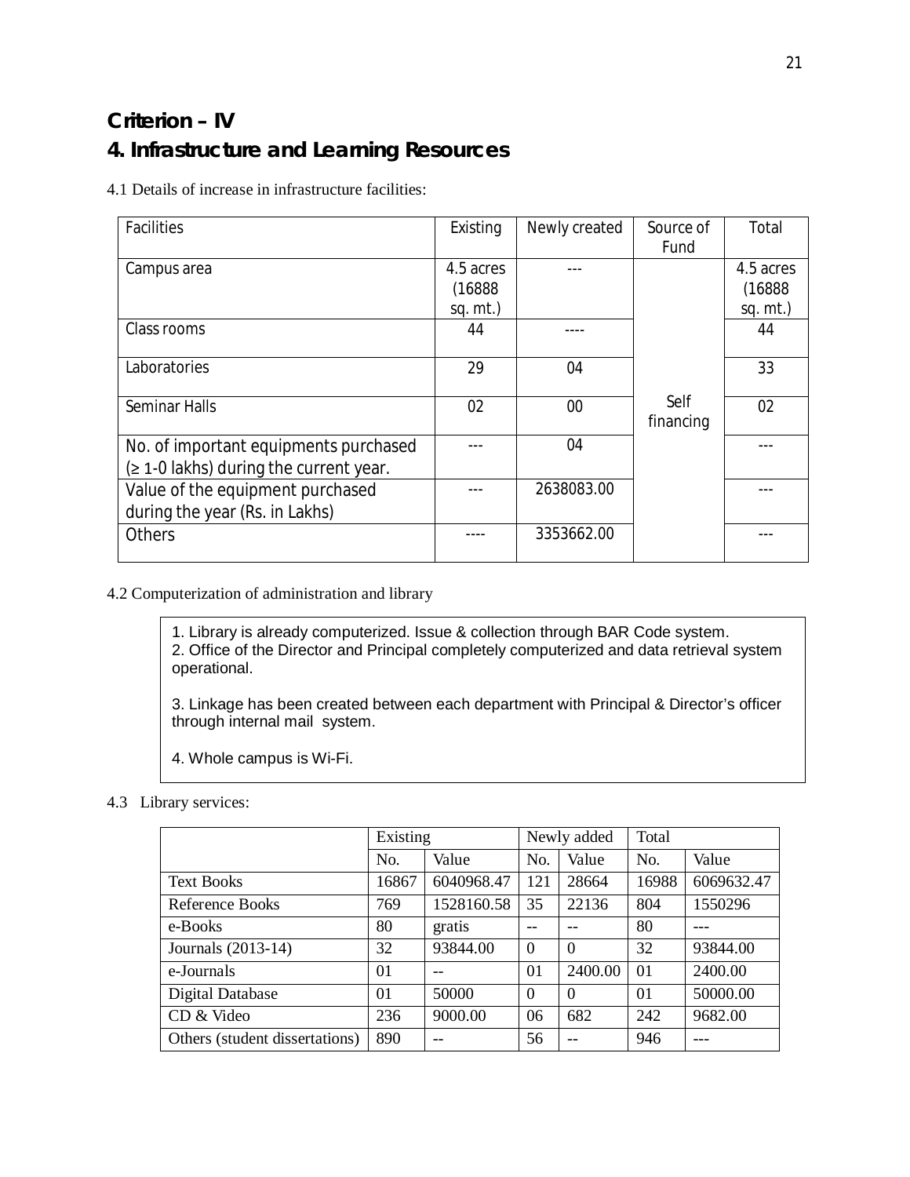## Criterion – IV

## 4. Infrastructure and Learning Resources

4.1 Details of increase in infrastructure facilities:

| Facilities | Existing | Newly created | Source of Fund | Total |
|---|---|---|---|---|
| Campus area | 4.5 acres (16888 sq. mt.) | --- | Self financing | 4.5 acres (16888 sq. mt.) |
| Class rooms | 44 | ---- | | 44 |
| Laboratories | 29 | 04 | | 33 |
| Seminar Halls | 02 | 00 | | 02 |
| No. of important equipments purchased (≥ 1-0 lakhs) during the current year. | --- | 04 | | --- |
| Value of the equipment purchased during the year (Rs. in Lakhs) | --- | 2638083.00 | | --- |
| Others | ---- | 3353662.00 | | --- |

4.2 Computerization of administration and library

1. Library is already computerized. Issue & collection through BAR Code system.
2. Office of the Director and Principal completely computerized and data retrieval system operational.

3. Linkage has been created between each department with Principal & Director's officer through internal mail system.

4. Whole campus is Wi-Fi.

4.3 Library services:

| | Existing | | Newly added | | Total | |
|---|---|---|---|---|---|---|
| | No. | Value | No. | Value | No. | Value |
| Text Books | 16867 | 6040968.47 | 121 | 28664 | 16988 | 6069632.47 |
| Reference Books | 769 | 1528160.58 | 35 | 22136 | 804 | 1550296 |
| e-Books | 80 | gratis | -- | -- | 80 | --- |
| Journals (2013-14) | 32 | 93844.00 | 0 | 0 | 32 | 93844.00 |
| e-Journals | 01 | -- | 01 | 2400.00 | 01 | 2400.00 |
| Digital Database | 01 | 50000 | 0 | 0 | 01 | 50000.00 |
| CD & Video | 236 | 9000.00 | 06 | 682 | 242 | 9682.00 |
| Others (student dissertations) | 890 | -- | 56 | -- | 946 | --- |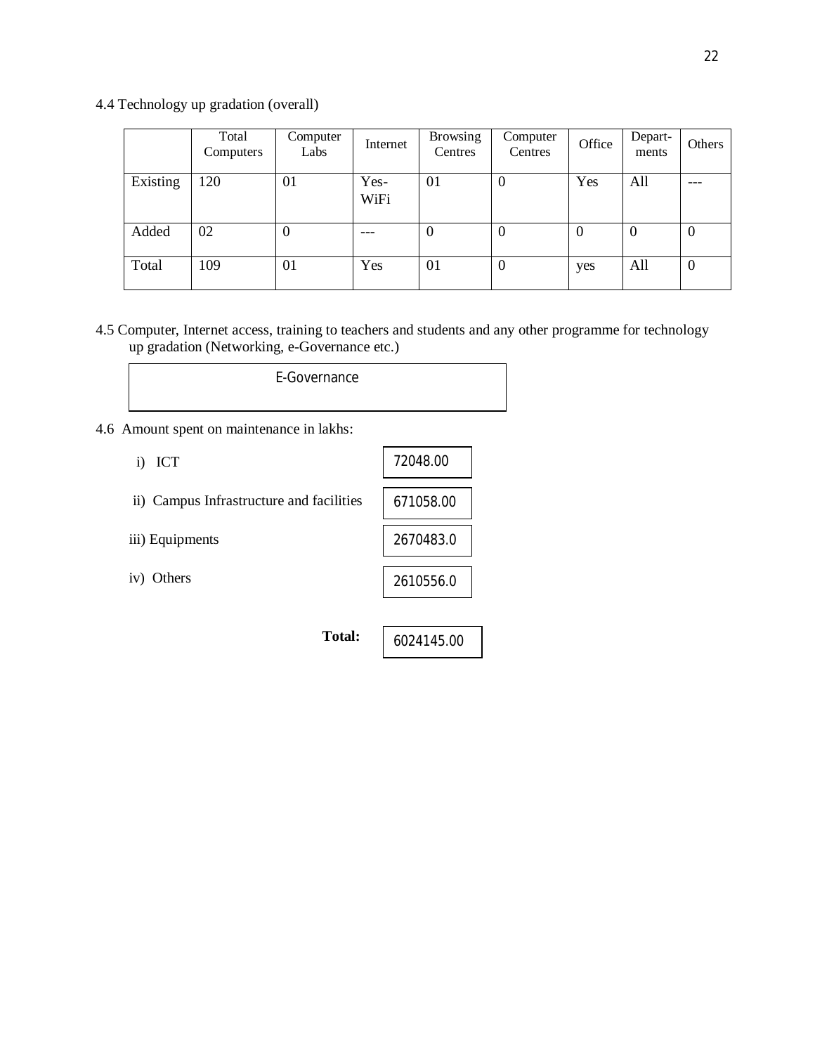4.4 Technology up gradation (overall)

| | Total Computers | Computer Labs | Internet | Browsing Centres | Computer Centres | Office | Depart-ments | Others |
|---|---|---|---|---|---|---|---|---|
| Existing | 120 | 01 | Yes-WiFi | 01 | 0 | Yes | All | --- |
| Added | 02 | 0 | --- | 0 | 0 | 0 | 0 | 0 |
| Total | 109 | 01 | Yes | 01 | 0 | yes | All | 0 |

4.5 Computer, Internet access, training to teachers and students and any other programme for technology up gradation (Networking, e-Governance etc.)

E-Governance

4.6 Amount spent on maintenance in lakhs:

i) ICT: 72048.00

ii) Campus Infrastructure and facilities: 671058.00

iii) Equipments: 2670483.0

iv) Others: 2610556.0

**Total:** 6024145.00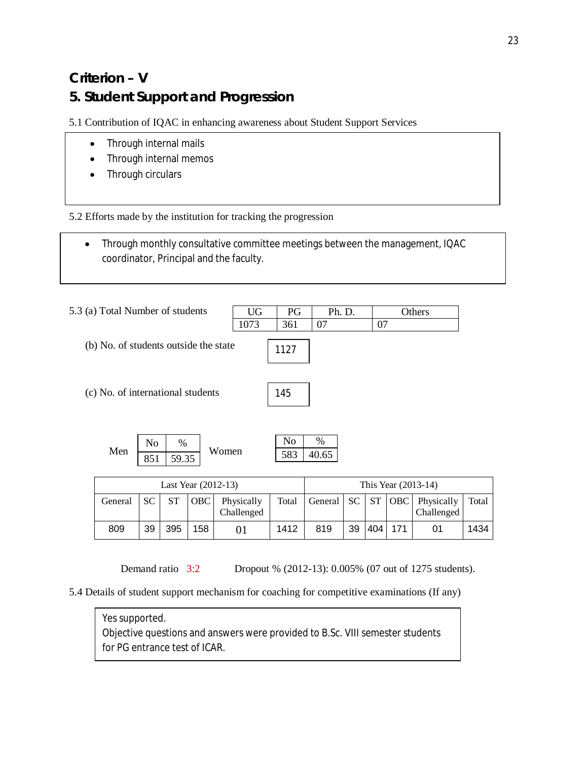## Criterion – V

## 5. Student Support and Progression

5.1 Contribution of IQAC in enhancing awareness about Student Support Services

- Through internal mails
- Through internal memos
- Through circulars

5.2 Efforts made by the institution for tracking the progression

- Through monthly consultative committee meetings between the management, IQAC coordinator, Principal and the faculty.

5.3 (a) Total Number of students

| UG | PG | Ph. D. | Others |
|---|---|---|---|
| 1073 | 361 | 07 | 07 |

(b) No. of students outside the state: 1127

(c) No. of international students: 145

Men

| No | % |
|---|---|
| 851 | 59.35 |

Women

| No | % |
|---|---|
| 583 | 40.65 |

| Last Year (2012-13) | | | | | | This Year (2013-14) | | | | | |
|---|---|---|---|---|---|---|---|---|---|---|---|
| General | SC | ST | OBC | Physically Challenged | Total | General | SC | ST | OBC | Physically Challenged | Total |
| 809 | 39 | 395 | 158 | 01 | 1412 | 819 | 39 | 404 | 171 | 01 | 1434 |

Demand ratio 3:2 Dropout % (2012-13): 0.005% (07 out of 1275 students).

5.4 Details of student support mechanism for coaching for competitive examinations (If any)

Yes supported.
Objective questions and answers were provided to B.Sc. VIII semester students for PG entrance test of ICAR.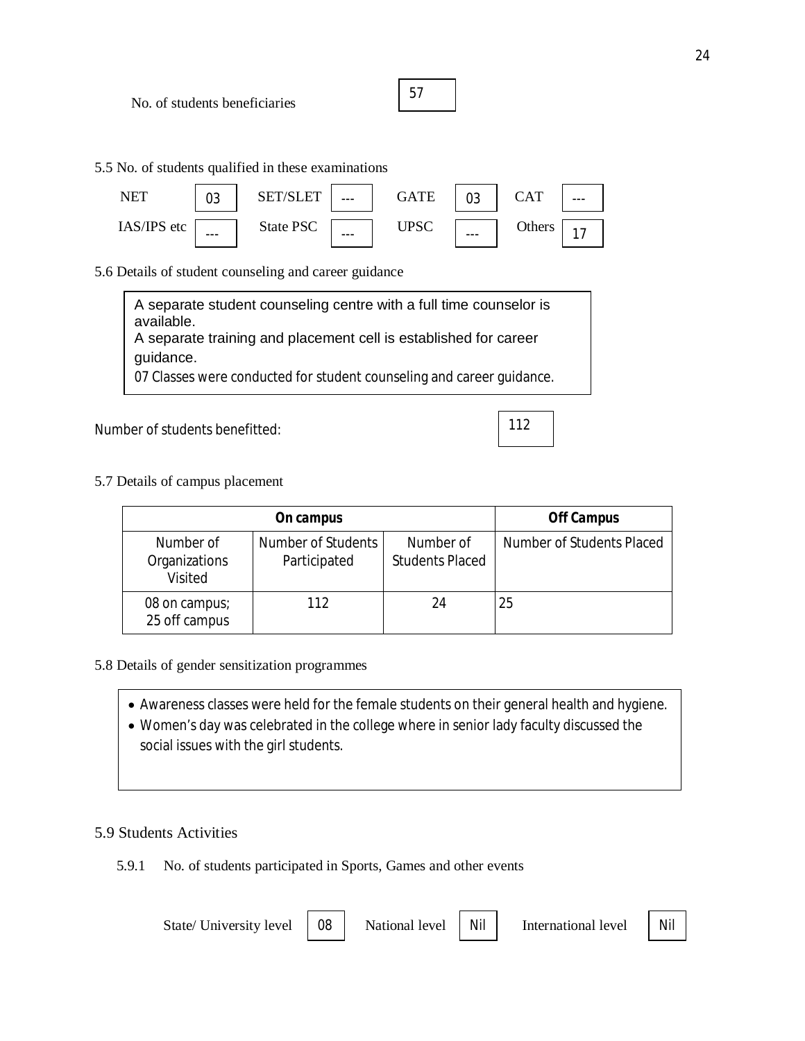No. of students beneficiaries: 57

5.5 No. of students qualified in these examinations

| NET | 03 | SET/SLET | --- | GATE | 03 | CAT | --- |
|---|---|---|---|---|---|---|---|
| IAS/IPS etc | --- | State PSC | --- | UPSC | --- | Others | 17 |

5.6 Details of student counseling and career guidance

A separate student counseling centre with a full time counselor is available.
A separate training and placement cell is established for career guidance.
07 Classes were conducted for student counseling and career guidance.

Number of students benefitted: 112

5.7 Details of campus placement

| **On campus** | | | **Off Campus** |
|---|---|---|---|
| Number of Organizations Visited | Number of Students Participated | Number of Students Placed | Number of Students Placed |
| 08 on campus; 25 off campus | 112 | 24 | 25 |

5.8 Details of gender sensitization programmes

- Awareness classes were held for the female students on their general health and hygiene.
- Women's day was celebrated in the college where in senior lady faculty discussed the social issues with the girl students.

5.9 Students Activities

5.9.1 No. of students participated in Sports, Games and other events

State/ University level: 08 National level: Nil International level: Nil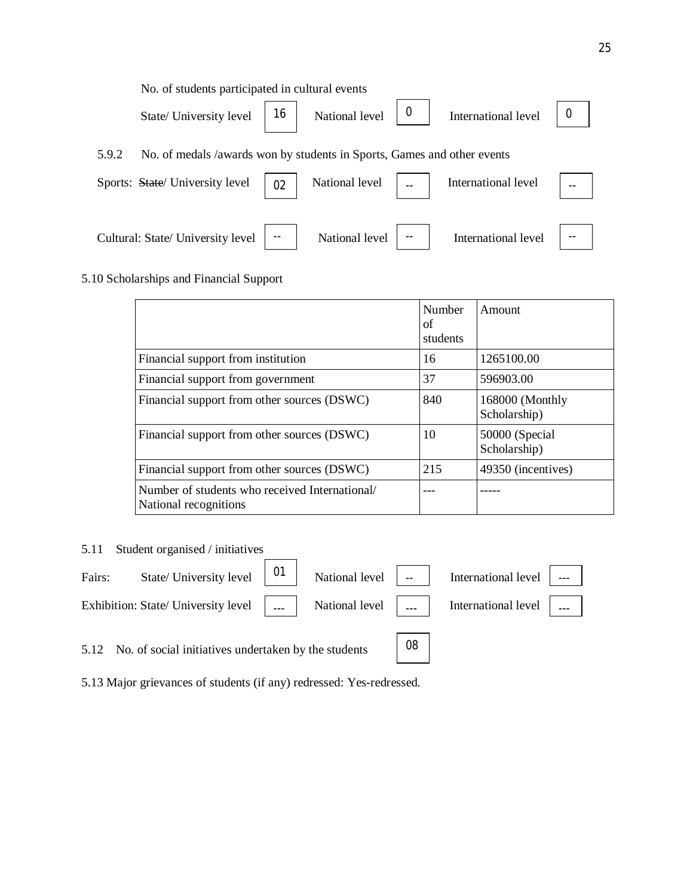No. of students participated in cultural events

State/ University level | 16 | National level | 0 | International level | 0

5.9.2 No. of medals /awards won by students in Sports, Games and other events

Sports: ~~State~~/ University level | 02 | National level | -- | International level | --

Cultural: State/ University level | -- | National level | -- | International level | --

5.10 Scholarships and Financial Support

| | Number of students | Amount |
|---|---|---|
| Financial support from institution | 16 | 1265100.00 |
| Financial support from government | 37 | 596903.00 |
| Financial support from other sources (DSWC) | 840 | 168000 (Monthly Scholarship) |
| Financial support from other sources (DSWC) | 10 | 50000 (Special Scholarship) |
| Financial support from other sources (DSWC) | 215 | 49350 (incentives) |
| Number of students who received International/ National recognitions | --- | ----- |

5.11 Student organised / initiatives

Fairs: State/ University level | 01 | National level | -- | International level | ---

Exhibition: State/ University level | --- | National level | --- | International level | ---

5.12 No. of social initiatives undertaken by the students | 08

5.13 Major grievances of students (if any) redressed: Yes-redressed.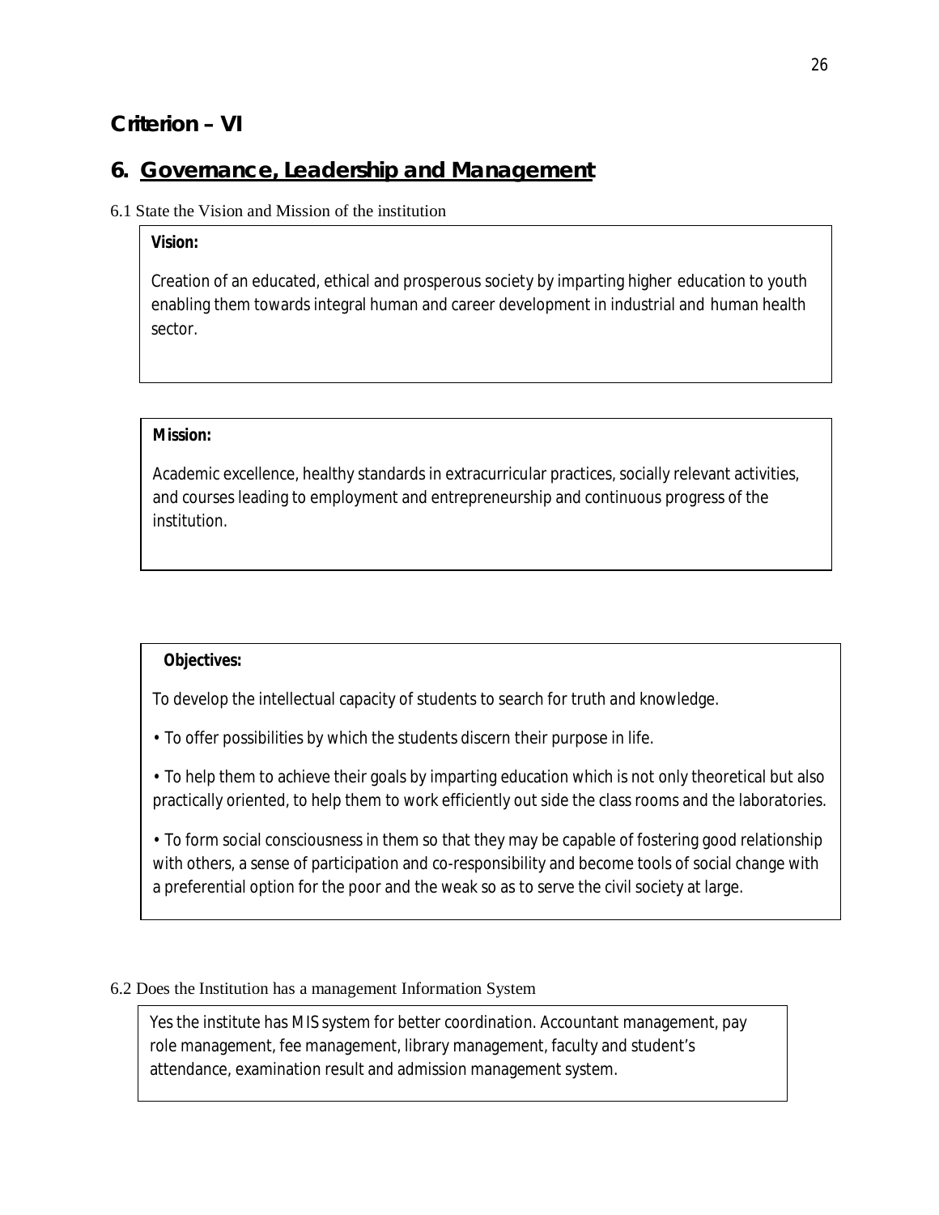## Criterion – VI

## 6. Governance, Leadership and Management

6.1 State the Vision and Mission of the institution

**Vision:**

Creation of an educated, ethical and prosperous society by imparting higher education to youth enabling them towards integral human and career development in industrial and human health sector.

**Mission:**

Academic excellence, healthy standards in extracurricular practices, socially relevant activities, and courses leading to employment and entrepreneurship and continuous progress of the institution.

**Objectives:**

To develop the intellectual capacity of students to search for truth and knowledge.

• To offer possibilities by which the students discern their purpose in life.

• To help them to achieve their goals by imparting education which is not only theoretical but also practically oriented, to help them to work efficiently out side the class rooms and the laboratories.

• To form social consciousness in them so that they may be capable of fostering good relationship with others, a sense of participation and co-responsibility and become tools of social change with a preferential option for the poor and the weak so as to serve the civil society at large.

6.2 Does the Institution has a management Information System

Yes the institute has MIS system for better coordination. Accountant management, pay role management, fee management, library management, faculty and student's attendance, examination result and admission management system.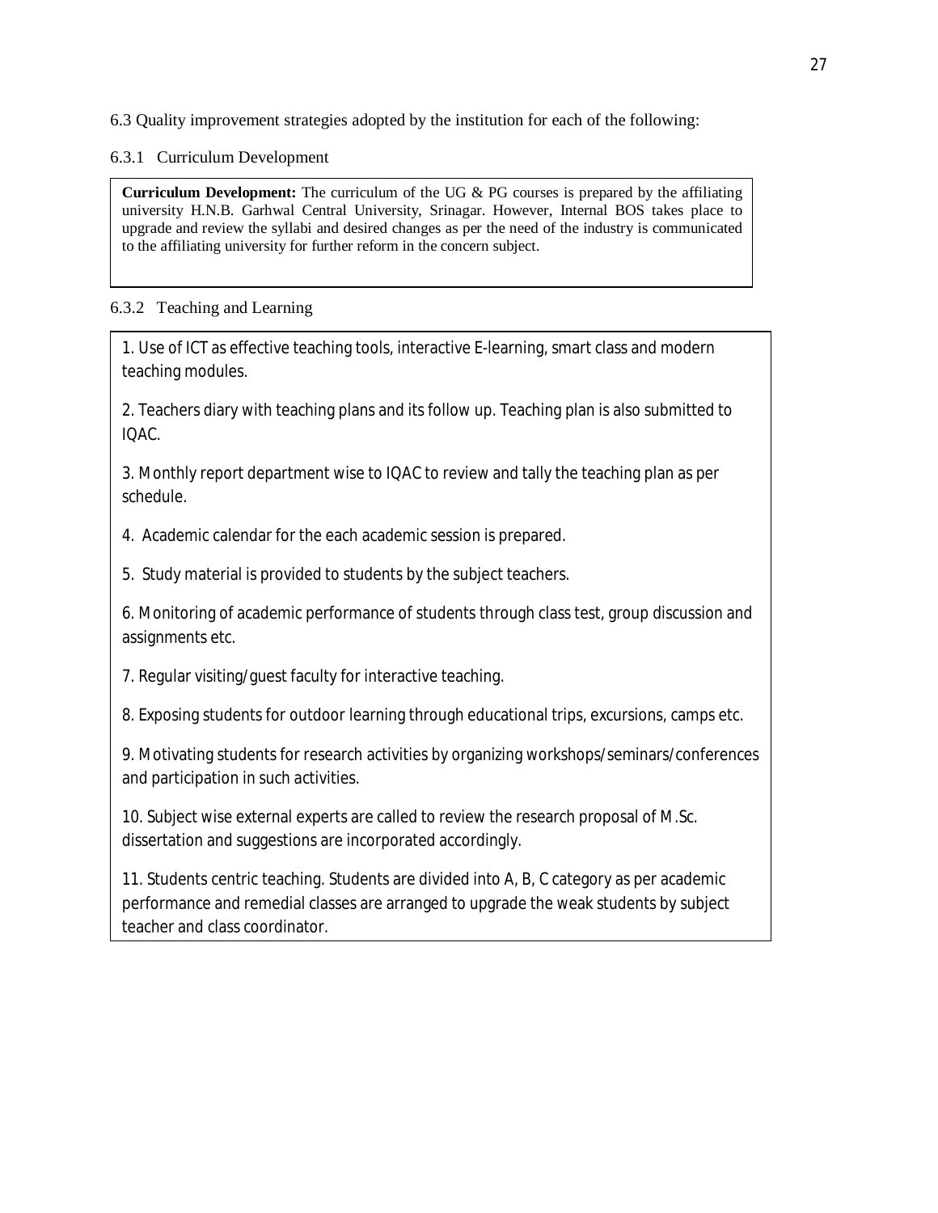6.3 Quality improvement strategies adopted by the institution for each of the following:

6.3.1 Curriculum Development

**Curriculum Development:** The curriculum of the UG & PG courses is prepared by the affiliating university H.N.B. Garhwal Central University, Srinagar. However, Internal BOS takes place to upgrade and review the syllabi and desired changes as per the need of the industry is communicated to the affiliating university for further reform in the concern subject.

6.3.2 Teaching and Learning

1. Use of ICT as effective teaching tools, interactive E-learning, smart class and modern teaching modules.

2. Teachers diary with teaching plans and its follow up. Teaching plan is also submitted to IQAC.

3. Monthly report department wise to IQAC to review and tally the teaching plan as per schedule.

4. Academic calendar for the each academic session is prepared.

5. Study material is provided to students by the subject teachers.

6. Monitoring of academic performance of students through class test, group discussion and assignments etc.

7. Regular visiting/guest faculty for interactive teaching.

8. Exposing students for outdoor learning through educational trips, excursions, camps etc.

9. Motivating students for research activities by organizing workshops/seminars/conferences and participation in such activities.

10. Subject wise external experts are called to review the research proposal of M.Sc. dissertation and suggestions are incorporated accordingly.

11. Students centric teaching. Students are divided into A, B, C category as per academic performance and remedial classes are arranged to upgrade the weak students by subject teacher and class coordinator.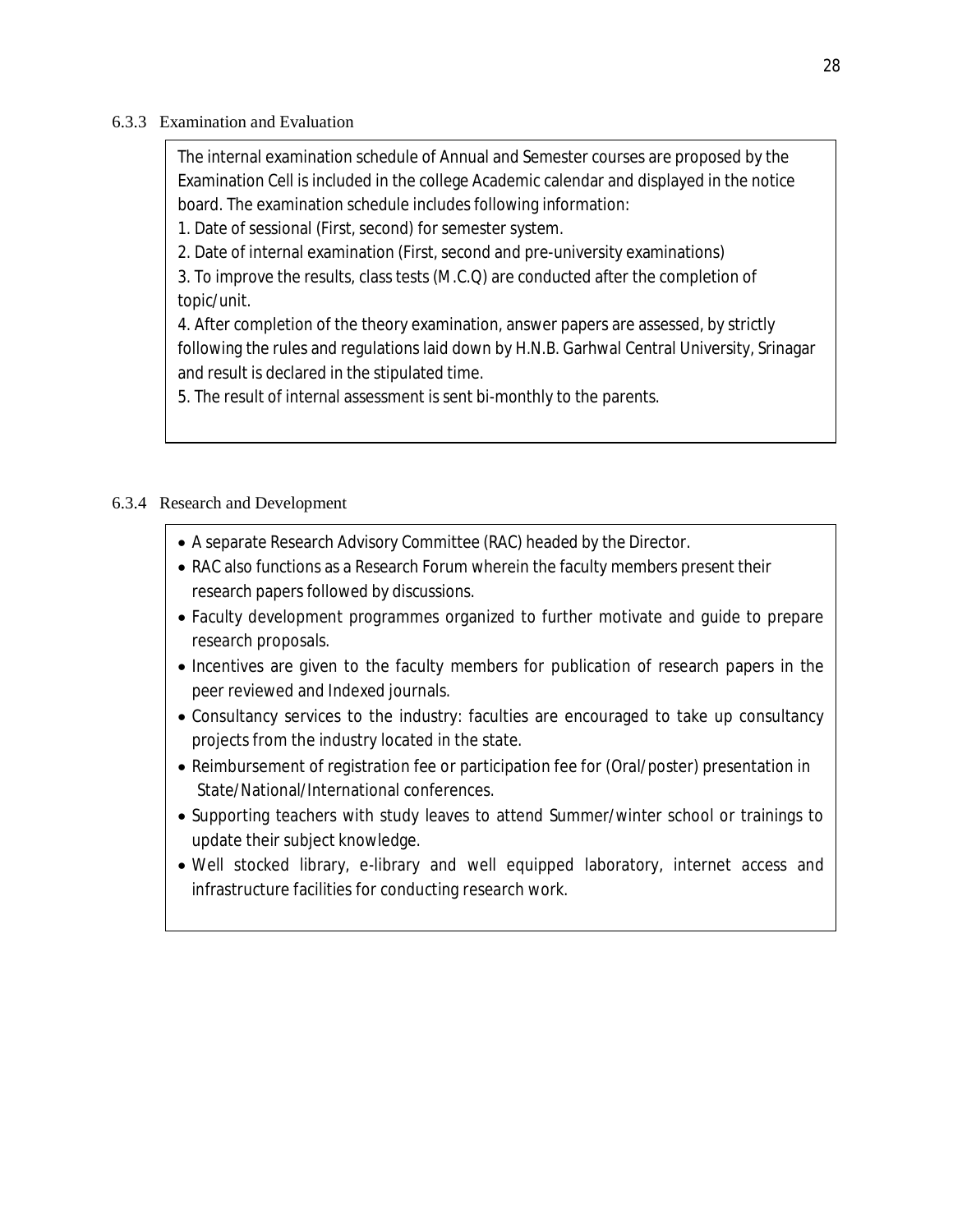#### 6.3.3 Examination and Evaluation

The internal examination schedule of Annual and Semester courses are proposed by the Examination Cell is included in the college Academic calendar and displayed in the notice board. The examination schedule includes following information:

1. Date of sessional (First, second) for semester system.
2. Date of internal examination (First, second and pre-university examinations)
3. To improve the results, class tests (M.C.Q) are conducted after the completion of topic/unit.
4. After completion of the theory examination, answer papers are assessed, by strictly following the rules and regulations laid down by H.N.B. Garhwal Central University, Srinagar and result is declared in the stipulated time.
5. The result of internal assessment is sent bi-monthly to the parents.

#### 6.3.4 Research and Development

- A separate Research Advisory Committee (RAC) headed by the Director.
- RAC also functions as a Research Forum wherein the faculty members present their research papers followed by discussions.
- Faculty development programmes organized to further motivate and guide to prepare research proposals.
- Incentives are given to the faculty members for publication of research papers in the peer reviewed and Indexed journals.
- Consultancy services to the industry: faculties are encouraged to take up consultancy projects from the industry located in the state.
- Reimbursement of registration fee or participation fee for (Oral/poster) presentation in State/National/International conferences.
- Supporting teachers with study leaves to attend Summer/winter school or trainings to update their subject knowledge.
- Well stocked library, e-library and well equipped laboratory, internet access and infrastructure facilities for conducting research work.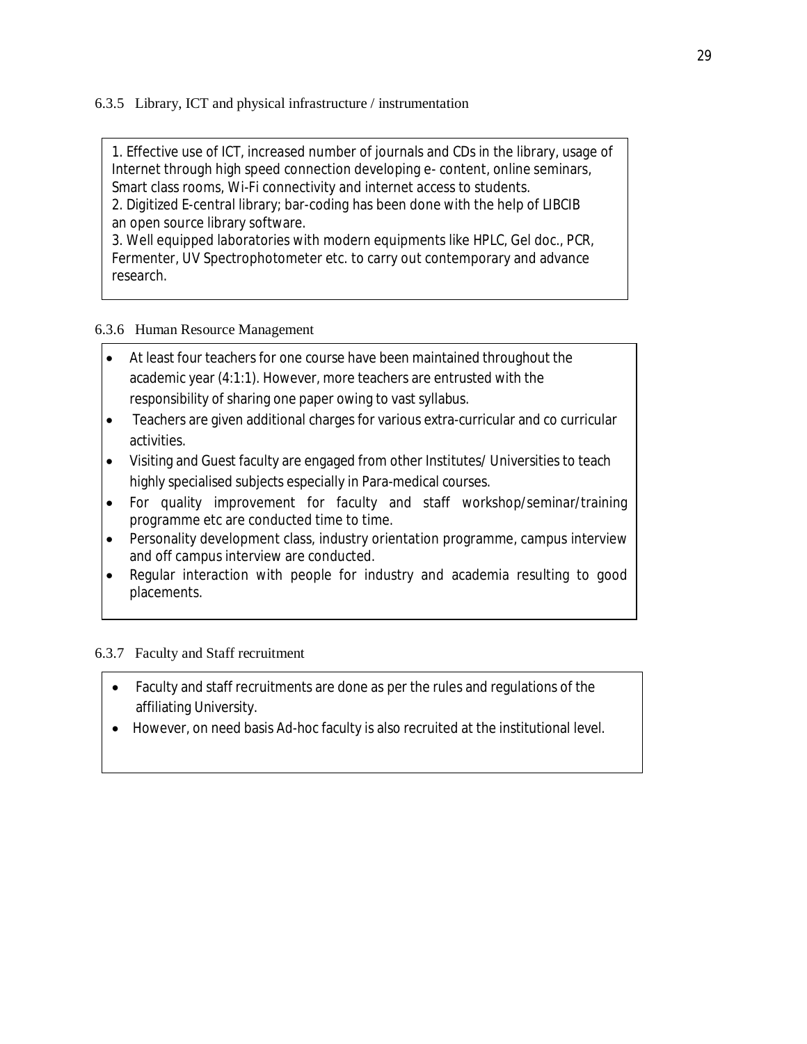### 6.3.5 Library, ICT and physical infrastructure / instrumentation

1. Effective use of ICT, increased number of journals and CDs in the library, usage of Internet through high speed connection developing e- content, online seminars, Smart class rooms, Wi-Fi connectivity and internet access to students.
2. Digitized E-central library; bar-coding has been done with the help of LIBCIB an open source library software.
3. Well equipped laboratories with modern equipments like HPLC, Gel doc., PCR, Fermenter, UV Spectrophotometer etc. to carry out contemporary and advance research.

### 6.3.6 Human Resource Management

- At least four teachers for one course have been maintained throughout the academic year (4:1:1). However, more teachers are entrusted with the responsibility of sharing one paper owing to vast syllabus.
- Teachers are given additional charges for various extra-curricular and co curricular activities.
- Visiting and Guest faculty are engaged from other Institutes/ Universities to teach highly specialised subjects especially in Para-medical courses.
- For quality improvement for faculty and staff workshop/seminar/training programme etc are conducted time to time.
- Personality development class, industry orientation programme, campus interview and off campus interview are conducted.
- Regular interaction with people for industry and academia resulting to good placements.

### 6.3.7 Faculty and Staff recruitment

- Faculty and staff recruitments are done as per the rules and regulations of the affiliating University.
- However, on need basis Ad-hoc faculty is also recruited at the institutional level.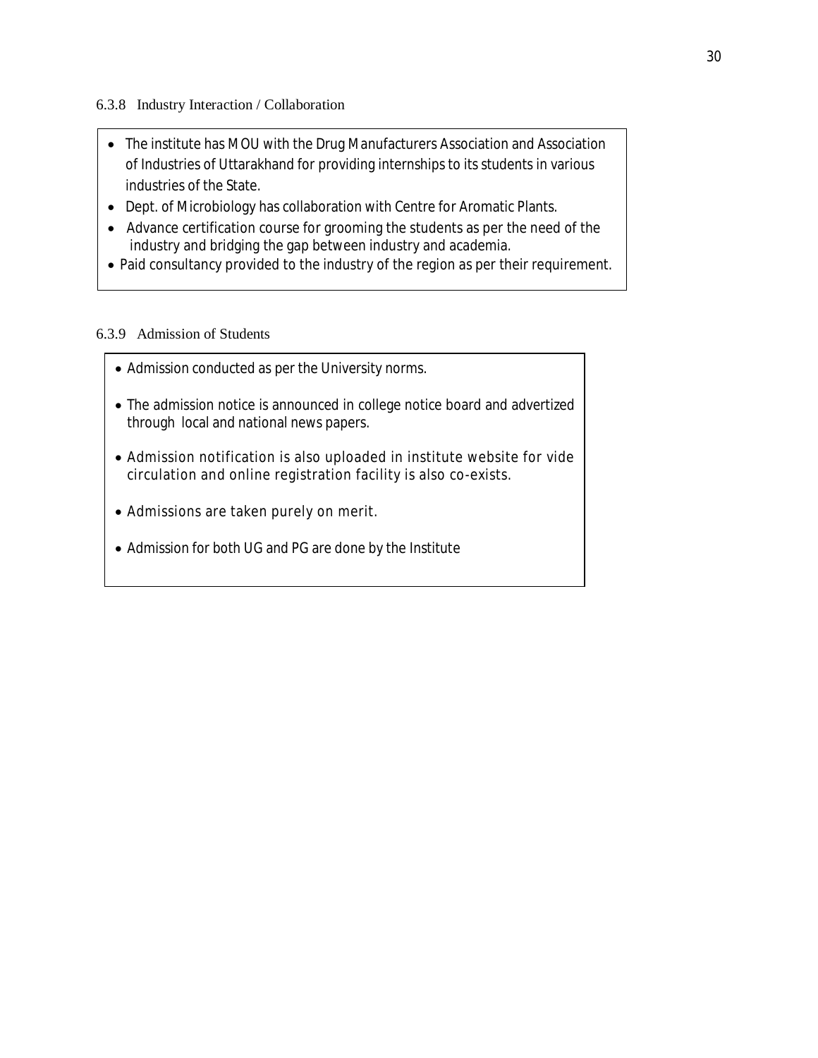6.3.8 Industry Interaction / Collaboration

- The institute has MOU with the Drug Manufacturers Association and Association of Industries of Uttarakhand for providing internships to its students in various industries of the State.
- Dept. of Microbiology has collaboration with Centre for Aromatic Plants.
- Advance certification course for grooming the students as per the need of the industry and bridging the gap between industry and academia.
- Paid consultancy provided to the industry of the region as per their requirement.

6.3.9 Admission of Students

- Admission conducted as per the University norms.
- The admission notice is announced in college notice board and advertized through local and national news papers.
- Admission notification is also uploaded in institute website for vide circulation and online registration facility is also co-exists.
- Admissions are taken purely on merit.
- Admission for both UG and PG are done by the Institute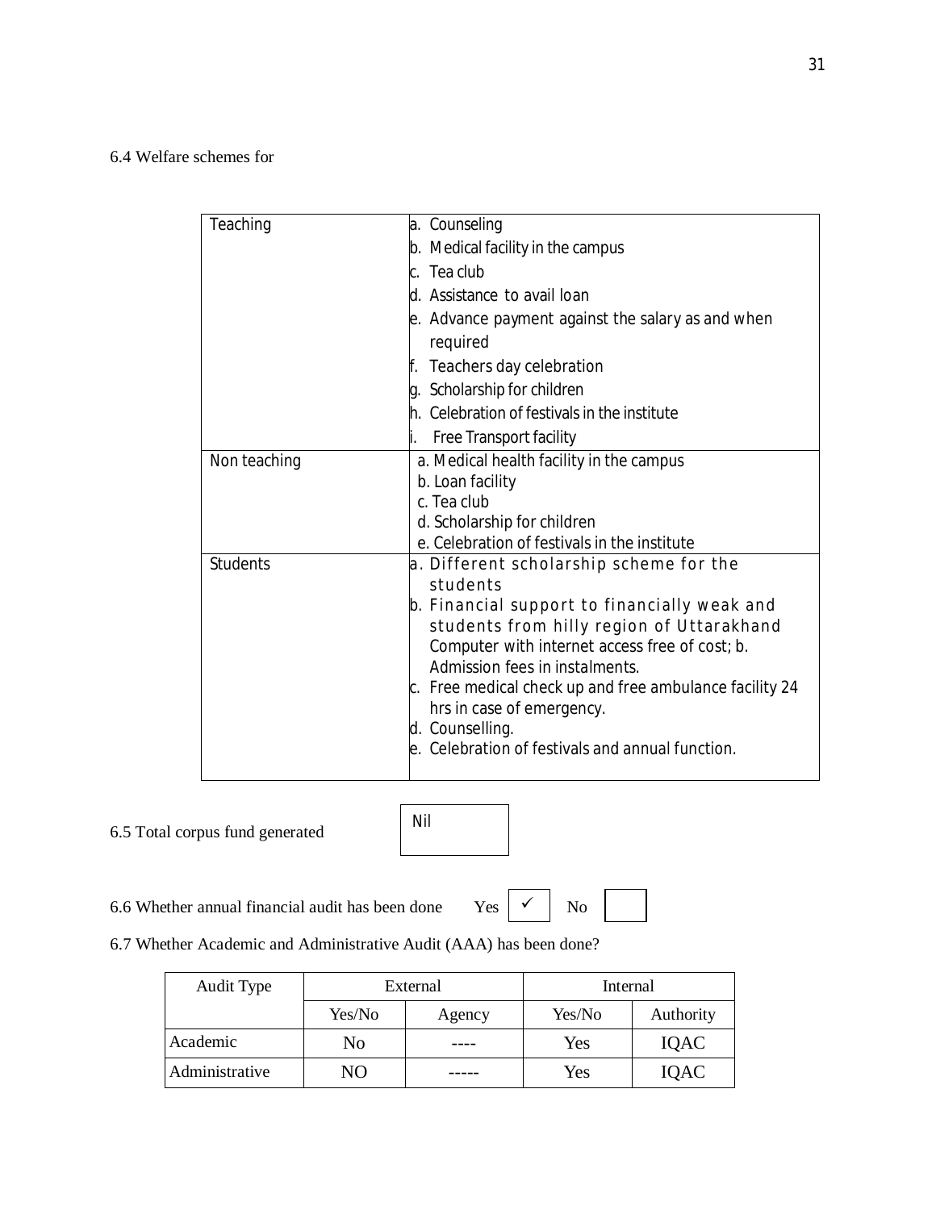6.4 Welfare schemes for

| | |
|---|---|
| Teaching | a. Counseling<br>b. Medical facility in the campus<br>c. Tea club<br>d. Assistance to avail loan<br>e. Advance payment against the salary as and when required<br>f. Teachers day celebration<br>g. Scholarship for children<br>h. Celebration of festivals in the institute<br>i. Free Transport facility |
| Non teaching | a. Medical health facility in the campus<br>b. Loan facility<br>c. Tea club<br>d. Scholarship for children<br>e. Celebration of festivals in the institute |
| Students | a. Different scholarship scheme for the students<br>b. Financial support to financially weak and students from hilly region of Uttarakhand Computer with internet access free of cost; b. Admission fees in instalments.<br>c. Free medical check up and free ambulance facility 24 hrs in case of emergency.<br>d. Counselling.<br>e. Celebration of festivals and annual function. |

6.5 Total corpus fund generated: Nil

6.6 Whether annual financial audit has been done Yes ✓ No

6.7 Whether Academic and Administrative Audit (AAA) has been done?

| Audit Type | External | | Internal | |
|---|---|---|---|---|
| | Yes/No | Agency | Yes/No | Authority |
| Academic | No | ---- | Yes | IQAC |
| Administrative | NO | ----- | Yes | IQAC |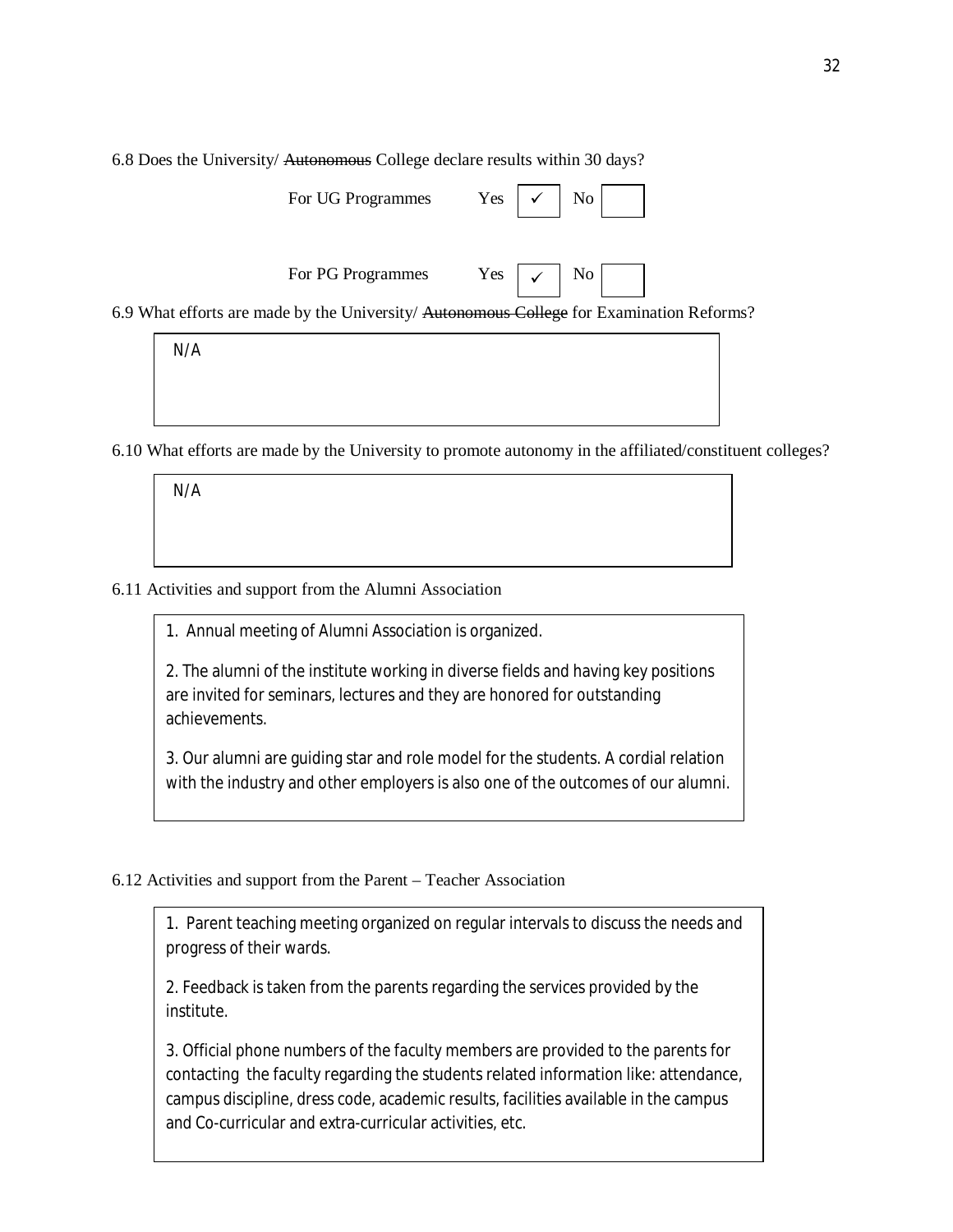6.8 Does the University/ ~~Autonomous~~ College declare results within 30 days?

| | Yes | | No | |
|---|---|---|---|---|
| For UG Programmes | Yes | ✓ | No | |
| For PG Programmes | Yes | ✓ | No | |

6.9 What efforts are made by the University/ ~~Autonomous College~~ for Examination Reforms?

N/A

6.10 What efforts are made by the University to promote autonomy in the affiliated/constituent colleges?

N/A

6.11 Activities and support from the Alumni Association

1. Annual meeting of Alumni Association is organized.

2. The alumni of the institute working in diverse fields and having key positions are invited for seminars, lectures and they are honored for outstanding achievements.

3. Our alumni are guiding star and role model for the students. A cordial relation with the industry and other employers is also one of the outcomes of our alumni.

6.12 Activities and support from the Parent – Teacher Association

1. Parent teaching meeting organized on regular intervals to discuss the needs and progress of their wards.

2. Feedback is taken from the parents regarding the services provided by the institute.

3. Official phone numbers of the faculty members are provided to the parents for contacting the faculty regarding the students related information like: attendance, campus discipline, dress code, academic results, facilities available in the campus and Co-curricular and extra-curricular activities, etc.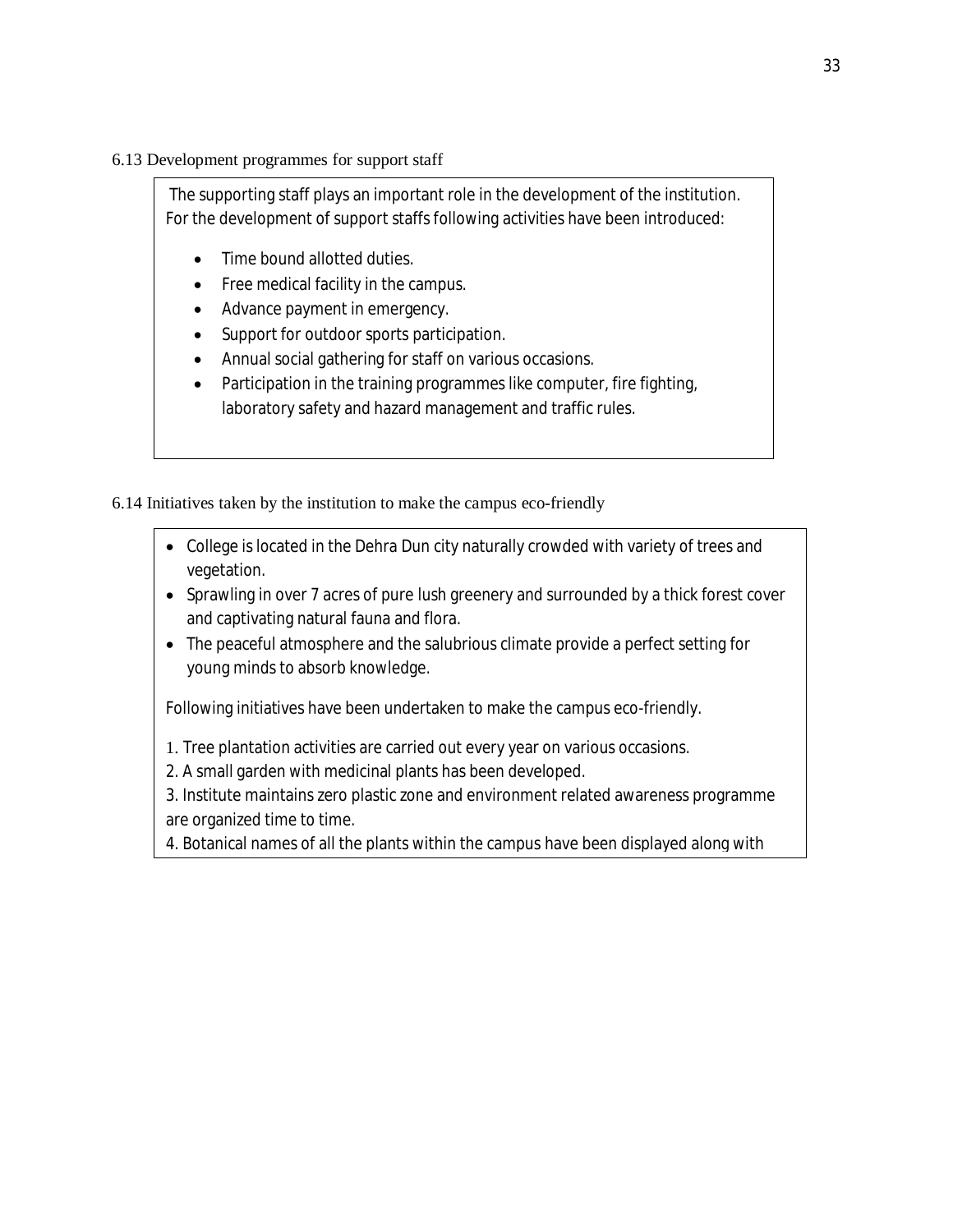6.13 Development programmes for support staff

The supporting staff plays an important role in the development of the institution. For the development of support staffs following activities have been introduced:

- Time bound allotted duties.
- Free medical facility in the campus.
- Advance payment in emergency.
- Support for outdoor sports participation.
- Annual social gathering for staff on various occasions.
- Participation in the training programmes like computer, fire fighting, laboratory safety and hazard management and traffic rules.

6.14 Initiatives taken by the institution to make the campus eco-friendly

- College is located in the Dehra Dun city naturally crowded with variety of trees and vegetation.
- Sprawling in over 7 acres of pure lush greenery and surrounded by a thick forest cover and captivating natural fauna and flora.
- The peaceful atmosphere and the salubrious climate provide a perfect setting for young minds to absorb knowledge.

Following initiatives have been undertaken to make the campus eco-friendly.

1. Tree plantation activities are carried out every year on various occasions.
2. A small garden with medicinal plants has been developed.
3. Institute maintains zero plastic zone and environment related awareness programme are organized time to time.
4. Botanical names of all the plants within the campus have been displayed along with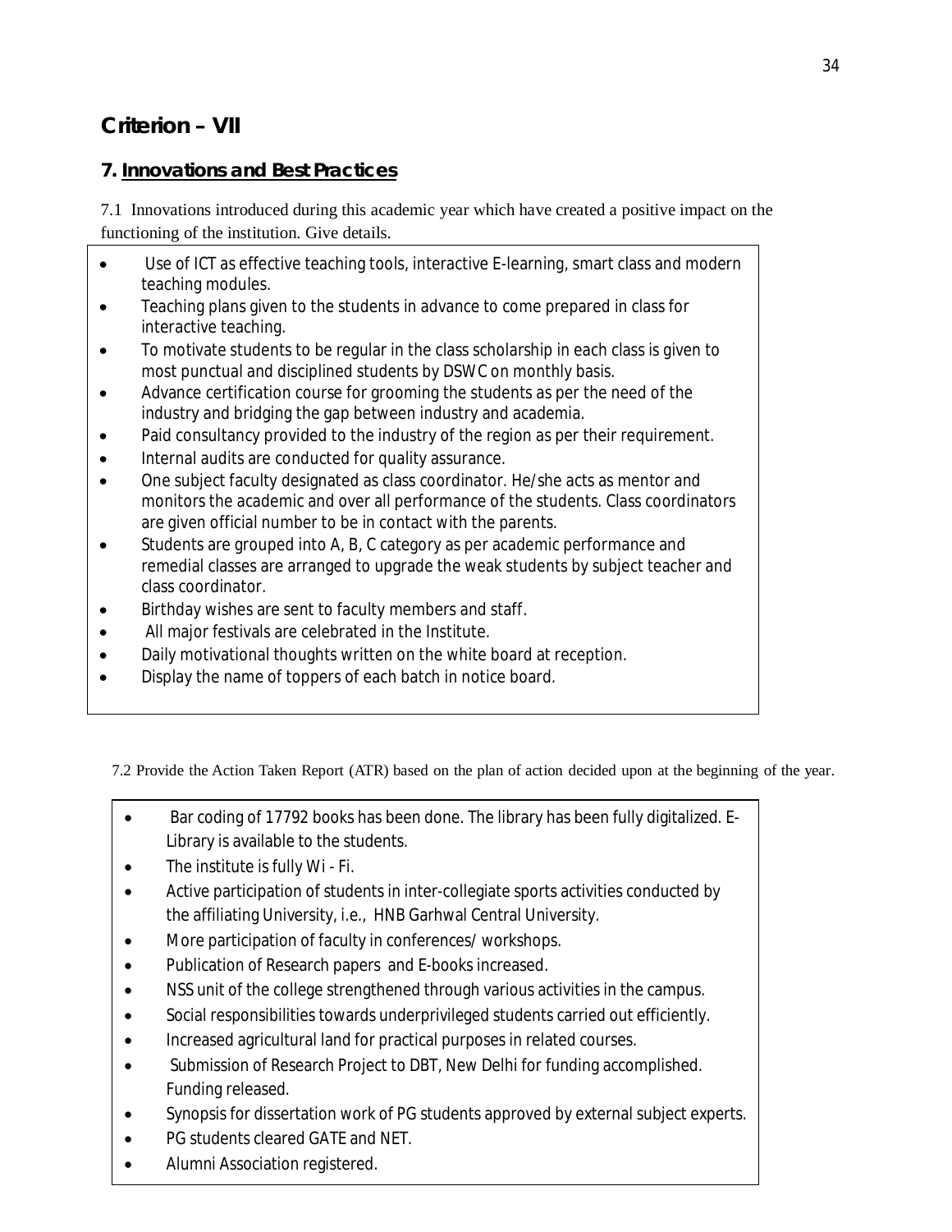## Criterion – VII

### 7. Innovations and Best Practices

7.1 Innovations introduced during this academic year which have created a positive impact on the functioning of the institution. Give details.

- Use of ICT as effective teaching tools, interactive E-learning, smart class and modern teaching modules.
- Teaching plans given to the students in advance to come prepared in class for interactive teaching.
- To motivate students to be regular in the class scholarship in each class is given to most punctual and disciplined students by DSWC on monthly basis.
- Advance certification course for grooming the students as per the need of the industry and bridging the gap between industry and academia.
- Paid consultancy provided to the industry of the region as per their requirement.
- Internal audits are conducted for quality assurance.
- One subject faculty designated as class coordinator. He/she acts as mentor and monitors the academic and over all performance of the students. Class coordinators are given official number to be in contact with the parents.
- Students are grouped into A, B, C category as per academic performance and remedial classes are arranged to upgrade the weak students by subject teacher and class coordinator.
- Birthday wishes are sent to faculty members and staff.
- All major festivals are celebrated in the Institute.
- Daily motivational thoughts written on the white board at reception.
- Display the name of toppers of each batch in notice board.

7.2 Provide the Action Taken Report (ATR) based on the plan of action decided upon at the beginning of the year.

- Bar coding of 17792 books has been done. The library has been fully digitalized. E-Library is available to the students.
- The institute is fully Wi - Fi.
- Active participation of students in inter-collegiate sports activities conducted by the affiliating University, i.e., HNB Garhwal Central University.
- More participation of faculty in conferences/ workshops.
- Publication of Research papers and E-books increased.
- NSS unit of the college strengthened through various activities in the campus.
- Social responsibilities towards underprivileged students carried out efficiently.
- Increased agricultural land for practical purposes in related courses.
- Submission of Research Project to DBT, New Delhi for funding accomplished. Funding released.
- Synopsis for dissertation work of PG students approved by external subject experts.
- PG students cleared GATE and NET.
- Alumni Association registered.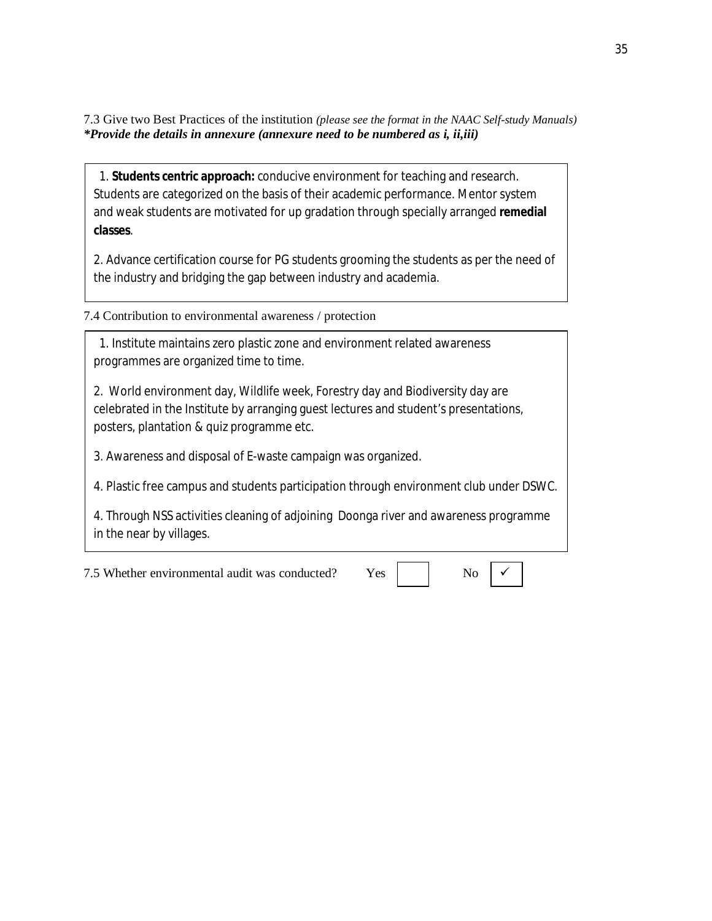7.3 Give two Best Practices of the institution *(please see the format in the NAAC Self-study Manuals)*
***Provide the details in annexure (annexure need to be numbered as i, ii,iii)***

1. **Students centric approach:** conducive environment for teaching and research. Students are categorized on the basis of their academic performance. Mentor system and weak students are motivated for up gradation through specially arranged **remedial classes**.

2. Advance certification course for PG students grooming the students as per the need of the industry and bridging the gap between industry and academia.

7.4 Contribution to environmental awareness / protection

1. Institute maintains zero plastic zone and environment related awareness programmes are organized time to time.

2. World environment day, Wildlife week, Forestry day and Biodiversity day are celebrated in the Institute by arranging guest lectures and student's presentations, posters, plantation & quiz programme etc.

3. Awareness and disposal of E-waste campaign was organized.

4. Plastic free campus and students participation through environment club under DSWC.

4. Through NSS activities cleaning of adjoining Doonga river and awareness programme in the near by villages.

7.5 Whether environmental audit was conducted? Yes ☐ No ☑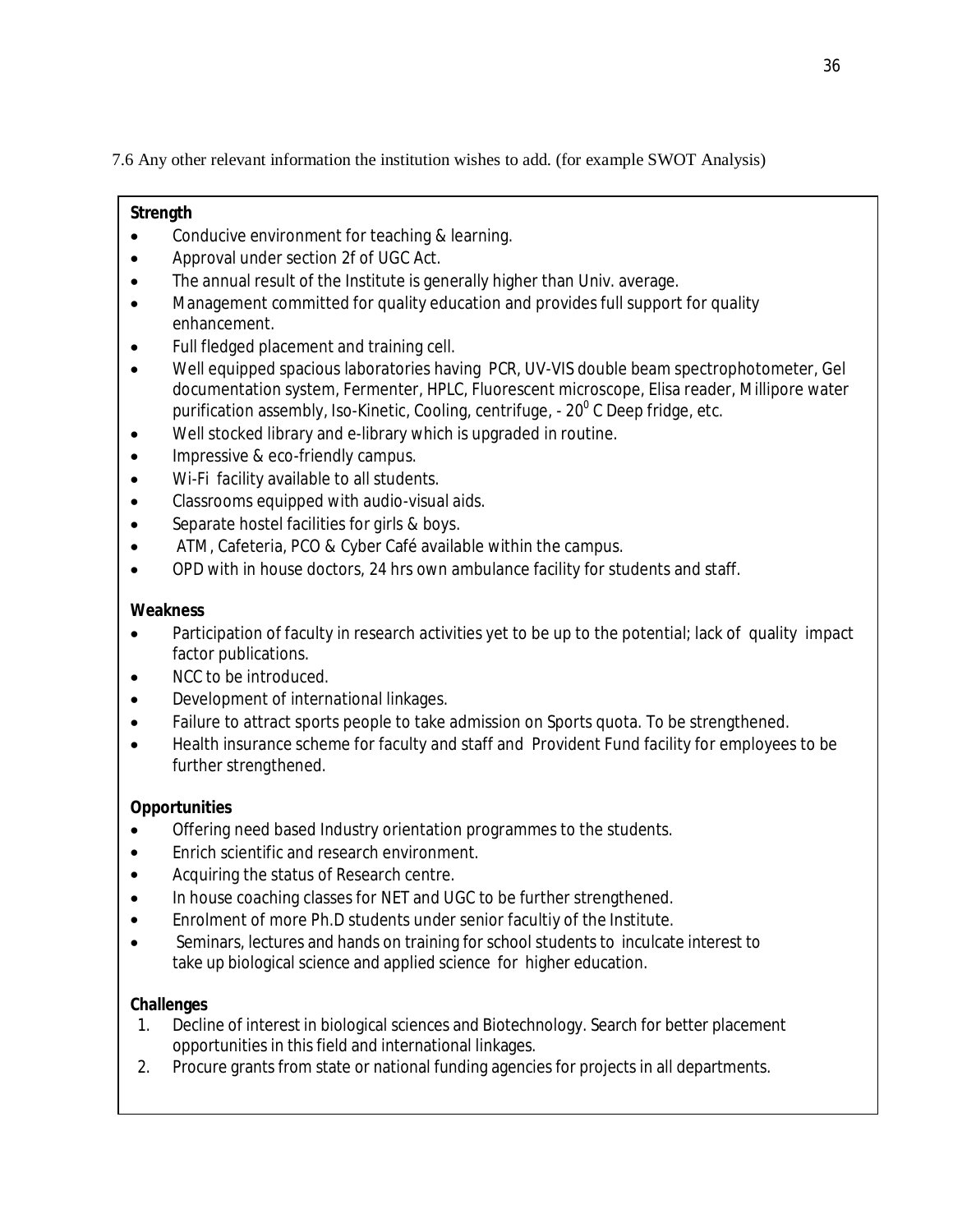7.6 Any other relevant information the institution wishes to add. (for example SWOT Analysis)

**Strength**

- Conducive environment for teaching & learning.
- Approval under section 2f of UGC Act.
- The annual result of the Institute is generally higher than Univ. average.
- Management committed for quality education and provides full support for quality enhancement.
- Full fledged placement and training cell.
- Well equipped spacious laboratories having PCR, UV-VIS double beam spectrophotometer, Gel documentation system, Fermenter, HPLC, Fluorescent microscope, Elisa reader, Millipore water purification assembly, Iso-Kinetic, Cooling, centrifuge, - $20^0$ C Deep fridge, etc.
- Well stocked library and e-library which is upgraded in routine.
- Impressive & eco-friendly campus.
- Wi-Fi facility available to all students.
- Classrooms equipped with audio-visual aids.
- Separate hostel facilities for girls & boys.
- ATM, Cafeteria, PCO & Cyber Café available within the campus.
- OPD with in house doctors, 24 hrs own ambulance facility for students and staff.

**Weakness**

- Participation of faculty in research activities yet to be up to the potential; lack of quality impact factor publications.
- NCC to be introduced.
- Development of international linkages.
- Failure to attract sports people to take admission on Sports quota. To be strengthened.
- Health insurance scheme for faculty and staff and Provident Fund facility for employees to be further strengthened.

**Opportunities**

- Offering need based Industry orientation programmes to the students.
- Enrich scientific and research environment.
- Acquiring the status of Research centre.
- In house coaching classes for NET and UGC to be further strengthened.
- Enrolment of more Ph.D students under senior facultiy of the Institute.
- Seminars, lectures and hands on training for school students to inculcate interest to take up biological science and applied science for higher education.

**Challenges**

1. Decline of interest in biological sciences and Biotechnology. Search for better placement opportunities in this field and international linkages.
2. Procure grants from state or national funding agencies for projects in all departments.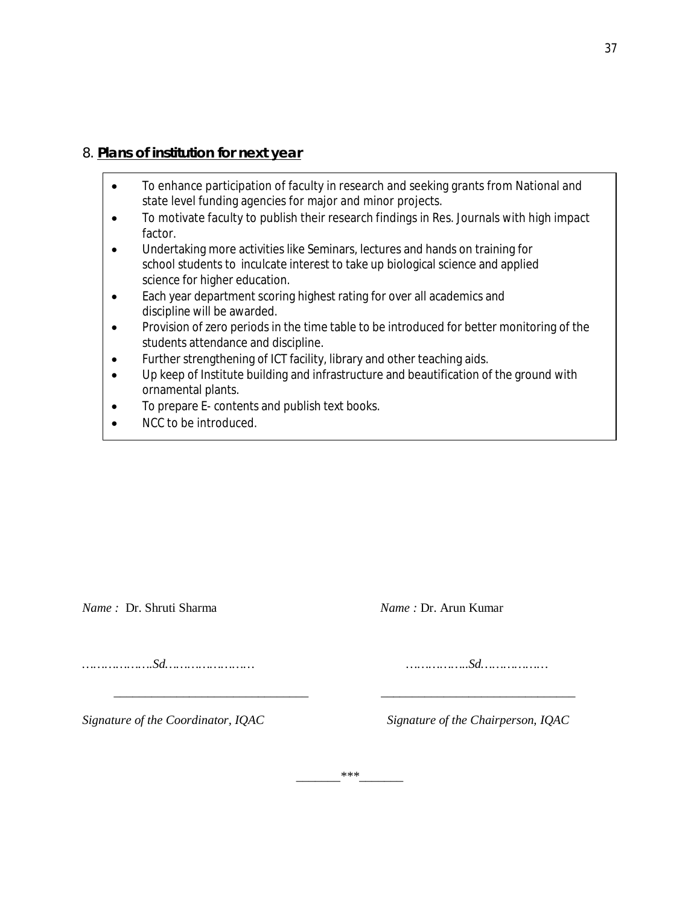## 8. **Plans of institution for next year**

- To enhance participation of faculty in research and seeking grants from National and state level funding agencies for major and minor projects.
- To motivate faculty to publish their research findings in Res. Journals with high impact factor.
- Undertaking more activities like Seminars, lectures and hands on training for school students to inculcate interest to take up biological science and applied science for higher education.
- Each year department scoring highest rating for over all academics and discipline will be awarded.
- Provision of zero periods in the time table to be introduced for better monitoring of the students attendance and discipline.
- Further strengthening of ICT facility, library and other teaching aids.
- Up keep of Institute building and infrastructure and beautification of the ground with ornamental plants.
- To prepare E- contents and publish text books.
- NCC to be introduced.

*Name :* Dr. Shruti Sharma

*……………….Sd……………………*

*Signature of the Coordinator, IQAC*

*Name :* Dr. Arun Kumar

*……………..Sd………………*

*Signature of the Chairperson, IQAC*

_______***_______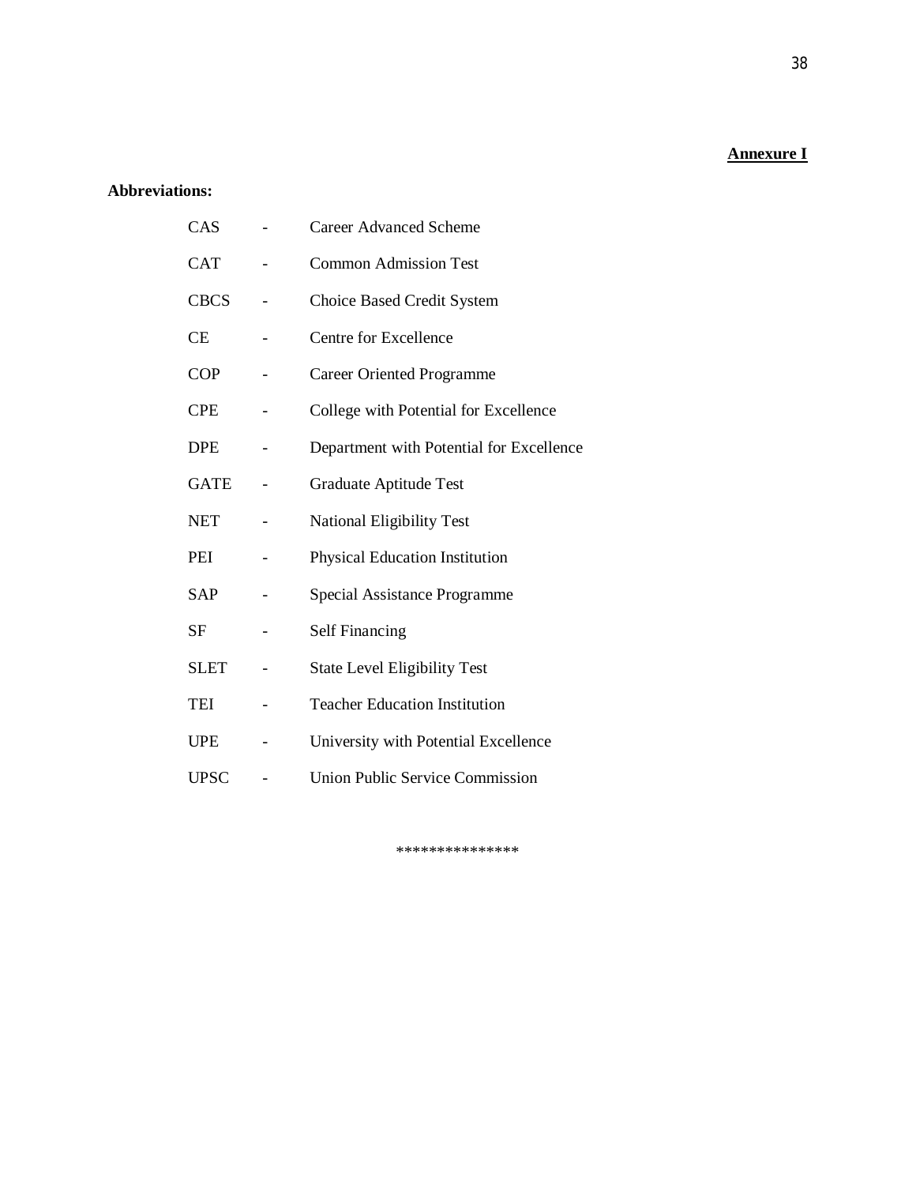**Annexure I**

**Abbreviations:**

| | | |
|---|---|---|
| CAS | - | Career Advanced Scheme |
| CAT | - | Common Admission Test |
| CBCS | - | Choice Based Credit System |
| CE | - | Centre for Excellence |
| COP | - | Career Oriented Programme |
| CPE | - | College with Potential for Excellence |
| DPE | - | Department with Potential for Excellence |
| GATE | - | Graduate Aptitude Test |
| NET | - | National Eligibility Test |
| PEI | - | Physical Education Institution |
| SAP | - | Special Assistance Programme |
| SF | - | Self Financing |
| SLET | - | State Level Eligibility Test |
| TEI | - | Teacher Education Institution |
| UPE | - | University with Potential Excellence |
| UPSC | - | Union Public Service Commission |

***************